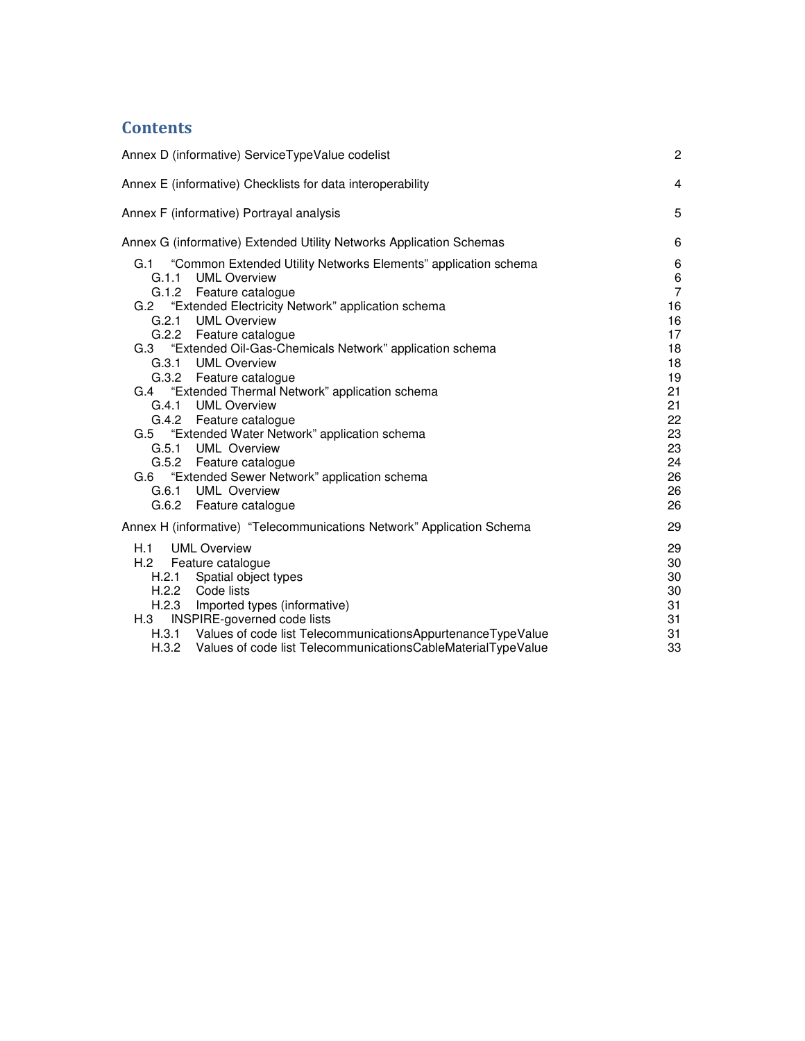# Contents

Annex D (informative) ServiceTypeValue codelist 2

Annex E (informative) Checklists for data interoperability 4

Annex F (informative) Portrayal analysis 5

Annex G (informative) Extended Utility Networks Application Schemas 6

- G.1 “Common Extended Utility Networks Elements” application schema 6
  - G.1.1 UML Overview 6
  - G.1.2 Feature catalogue 7
- G.2 “Extended Electricity Network” application schema 16
  - G.2.1 UML Overview 16
  - G.2.2 Feature catalogue 17
- G.3 “Extended Oil-Gas-Chemicals Network” application schema 18
  - G.3.1 UML Overview 18
  - G.3.2 Feature catalogue 19
- G.4 “Extended Thermal Network” application schema 21
  - G.4.1 UML Overview 21
  - G.4.2 Feature catalogue 22
- G.5 “Extended Water Network” application schema 23
  - G.5.1 UML Overview 23
  - G.5.2 Feature catalogue 24
- G.6 “Extended Sewer Network” application schema 26
  - G.6.1 UML Overview 26
  - G.6.2 Feature catalogue 26

Annex H (informative) “Telecommunications Network” Application Schema 29

- H.1 UML Overview 29
- H.2 Feature catalogue 30
  - H.2.1 Spatial object types 30
  - H.2.2 Code lists 30
  - H.2.3 Imported types (informative) 31
- H.3 INSPIRE-governed code lists 31
  - H.3.1 Values of code list TelecommunicationsAppurtenanceTypeValue 31
  - H.3.2 Values of code list TelecommunicationsCableMaterialTypeValue 33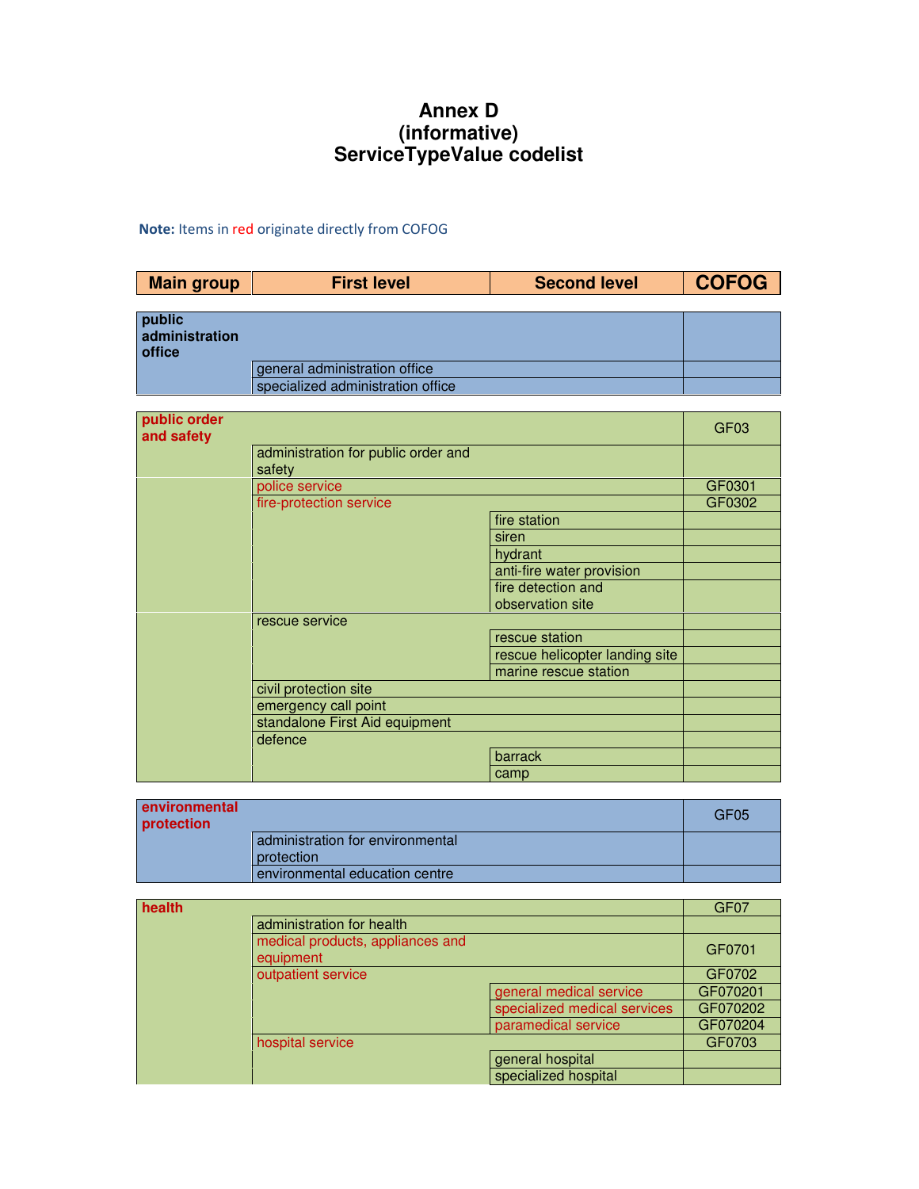# Annex D
# (informative)
# ServiceTypeValue codelist

**Note:** Items in red originate directly from COFOG

| Main group | First level | Second level | COFOG |
|---|---|---|---|
| **public administration office** | | | |
| | general administration office | | |
| | specialized administration office | | |
| **public order and safety** | | | GF03 |
| | administration for public order and safety | | |
| | police service | | GF0301 |
| | fire-protection service | | GF0302 |
| | | fire station | |
| | | siren | |
| | | hydrant | |
| | | anti-fire water provision | |
| | | fire detection and observation site | |
| | rescue service | | |
| | | rescue station | |
| | | rescue helicopter landing site | |
| | | marine rescue station | |
| | civil protection site | | |
| | emergency call point | | |
| | standalone First Aid equipment | | |
| | defence | | |
| | | barrack | |
| | | camp | |
| **environmental protection** | | | GF05 |
| | administration for environmental protection | | |
| | environmental education centre | | |
| **health** | | | GF07 |
| | administration for health | | |
| | medical products, appliances and equipment | | GF0701 |
| | outpatient service | | GF0702 |
| | | general medical service | GF070201 |
| | | specialized medical services | GF070202 |
| | | paramedical service | GF070204 |
| | hospital service | | GF0703 |
| | | general hospital | |
| | | specialized hospital | |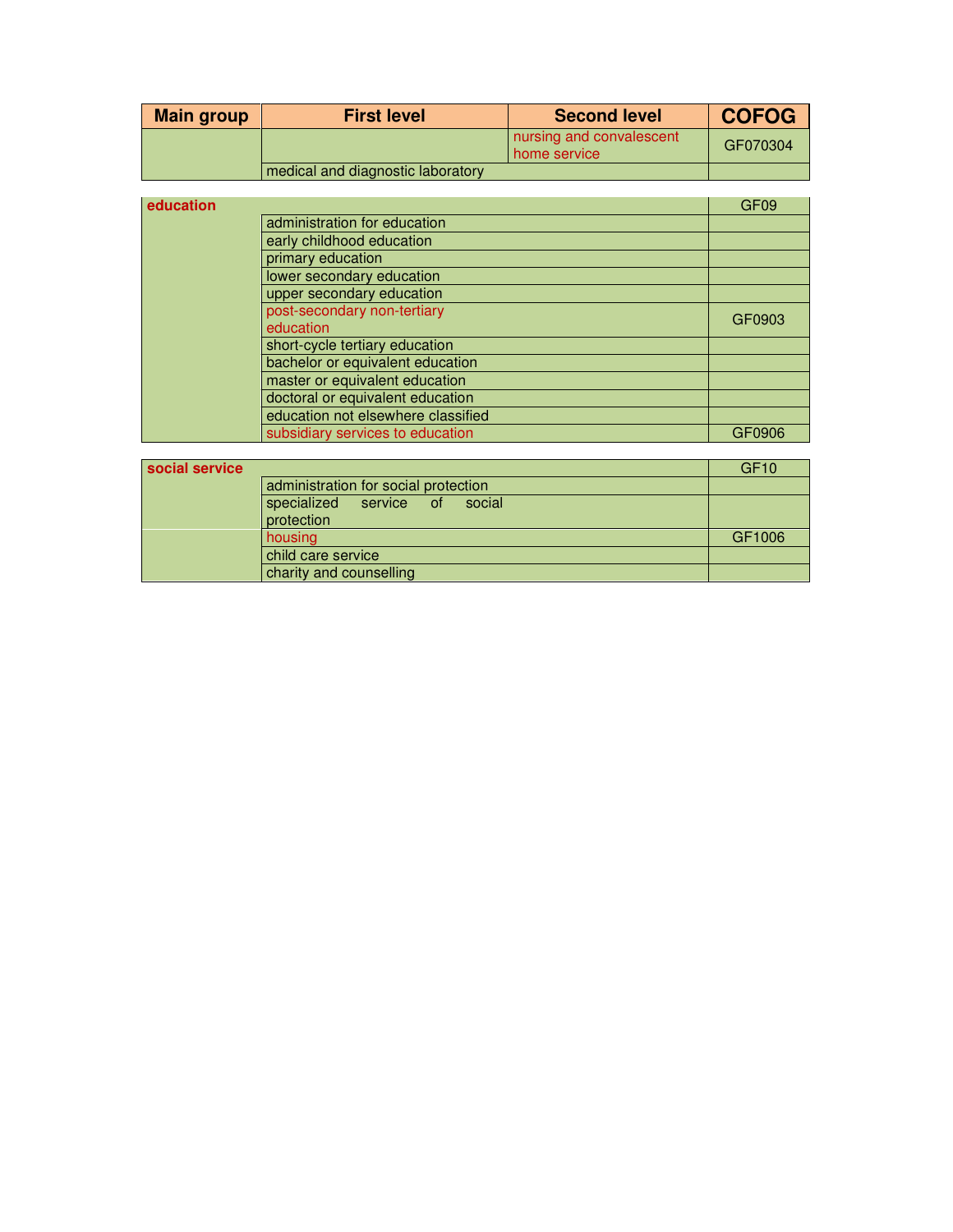| Main group | First level | Second level | COFOG |
|---|---|---|---|
| | | nursing and convalescent home service | GF070304 |
| | medical and diagnostic laboratory | | |

| Main group | First level | Second level | COFOG |
|---|---|---|---|
| **education** | | | GF09 |
| | administration for education | | |
| | early childhood education | | |
| | primary education | | |
| | lower secondary education | | |
| | upper secondary education | | |
| | post-secondary non-tertiary education | | GF0903 |
| | short-cycle tertiary education | | |
| | bachelor or equivalent education | | |
| | master or equivalent education | | |
| | doctoral or equivalent education | | |
| | education not elsewhere classified | | |
| | subsidiary services to education | | GF0906 |

| Main group | First level | Second level | COFOG |
|---|---|---|---|
| **social service** | | | GF10 |
| | administration for social protection | | |
| | specialized service of social protection | | |
| | housing | | GF1006 |
| | child care service | | |
| | charity and counselling | | |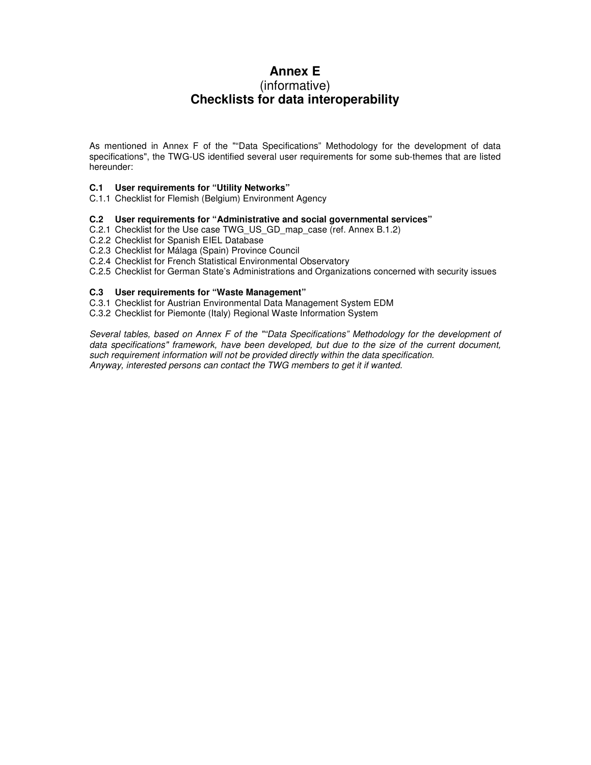# Annex E
(informative)
# Checklists for data interoperability

As mentioned in Annex F of the "“Data Specifications” Methodology for the development of data specifications", the TWG-US identified several user requirements for some sub-themes that are listed hereunder:

**C.1 User requirements for “Utility Networks”**

C.1.1 Checklist for Flemish (Belgium) Environment Agency

**C.2 User requirements for “Administrative and social governmental services”**

C.2.1 Checklist for the Use case TWG_US_GD_map_case (ref. Annex B.1.2)
C.2.2 Checklist for Spanish EIEL Database
C.2.3 Checklist for Málaga (Spain) Province Council
C.2.4 Checklist for French Statistical Environmental Observatory
C.2.5 Checklist for German State’s Administrations and Organizations concerned with security issues

**C.3 User requirements for “Waste Management”**

C.3.1 Checklist for Austrian Environmental Data Management System EDM
C.3.2 Checklist for Piemonte (Italy) Regional Waste Information System

*Several tables, based on Annex F of the "“Data Specifications” Methodology for the development of data specifications" framework, have been developed, but due to the size of the current document, such requirement information will not be provided directly within the data specification.*
*Anyway, interested persons can contact the TWG members to get it if wanted.*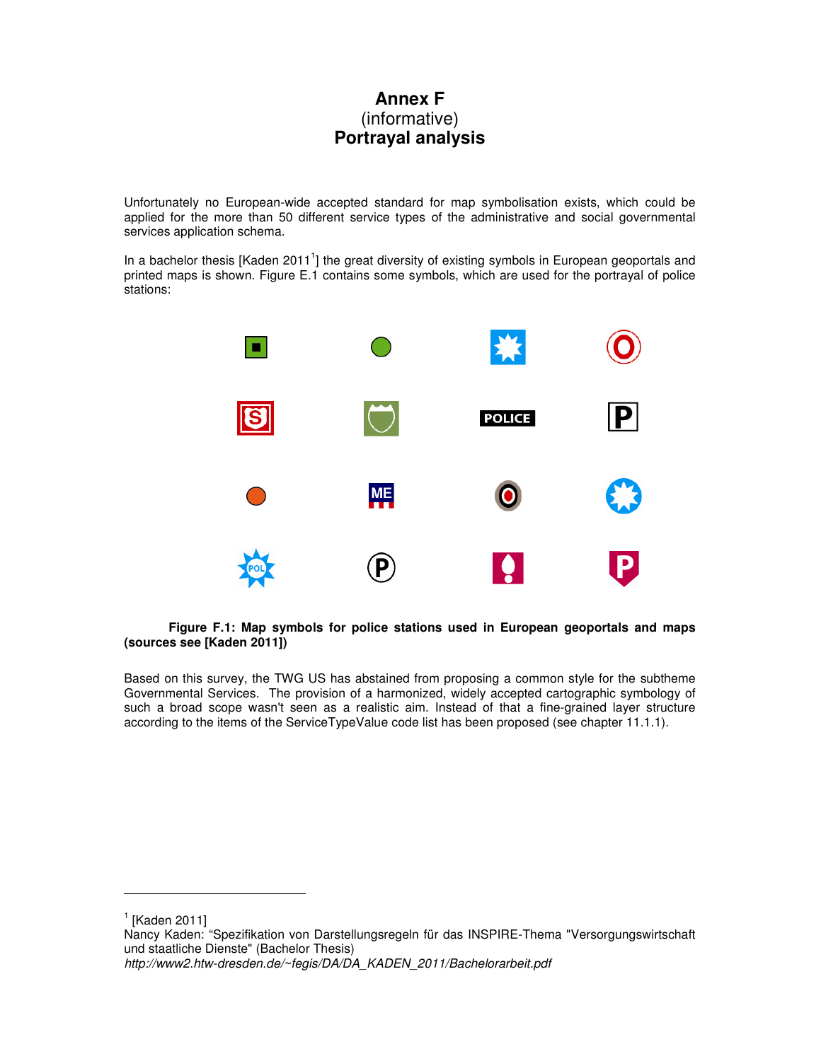# Annex F
(informative)
**Portrayal analysis**

Unfortunately no European-wide accepted standard for map symbolisation exists, which could be applied for the more than 50 different service types of the administrative and social governmental services application schema.

In a bachelor thesis [Kaden 2011[1]] the great diversity of existing symbols in European geoportals and printed maps is shown. Figure E.1 contains some symbols, which are used for the portrayal of police stations:

**Figure F.1: Map symbols for police stations used in European geoportals and maps (sources see [Kaden 2011])**

Based on this survey, the TWG US has abstained from proposing a common style for the subtheme Governmental Services. The provision of a harmonized, widely accepted cartographic symbology of such a broad scope wasn't seen as a realistic aim. Instead of that a fine-grained layer structure according to the items of the ServiceTypeValue code list has been proposed (see chapter 11.1.1).

---

[1] [Kaden 2011]
Nancy Kaden: "Spezifikation von Darstellungsregeln für das INSPIRE-Thema "Versorgungswirtschaft und staatliche Dienste" (Bachelor Thesis)
*http://www2.htw-dresden.de/~fegis/DA/DA_KADEN_2011/Bachelorarbeit.pdf*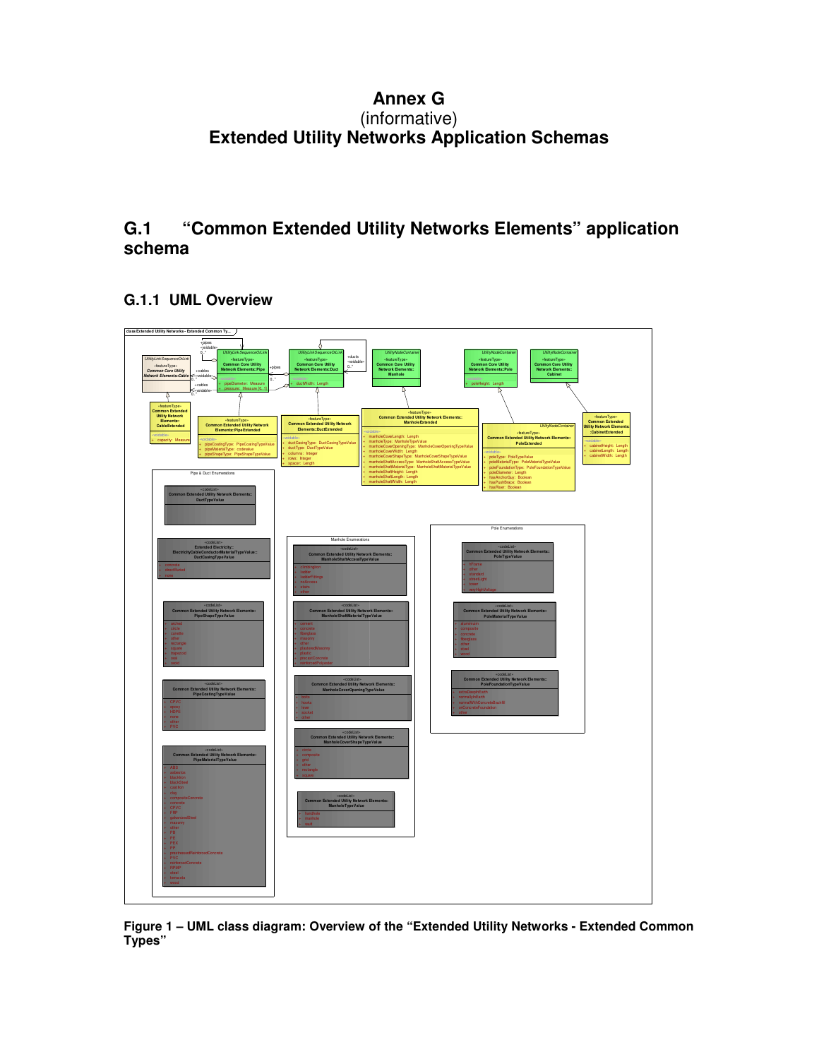# Annex G
(informative)
# Extended Utility Networks Application Schemas

## G.1 "Common Extended Utility Networks Elements" application schema

### G.1.1 UML Overview

**Figure 1 – UML class diagram: Overview of the "Extended Utility Networks - Extended Common Types"**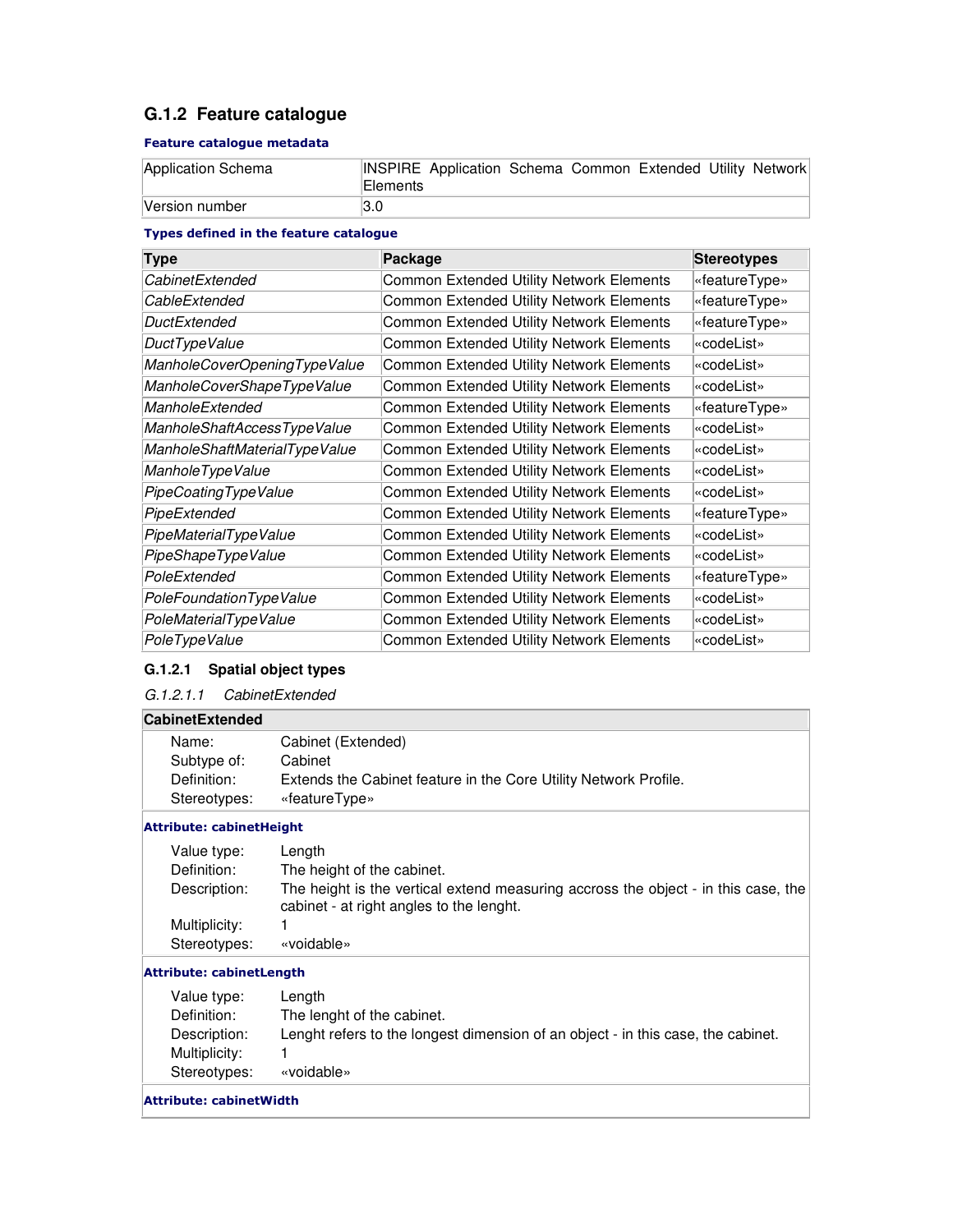## G.1.2 Feature catalogue

**Feature catalogue metadata**

| | |
|---|---|
| Application Schema | INSPIRE Application Schema Common Extended Utility Network Elements |
| Version number | 3.0 |

**Types defined in the feature catalogue**

| Type | Package | Stereotypes |
|---|---|---|
| *CabinetExtended* | Common Extended Utility Network Elements | «featureType» |
| *CableExtended* | Common Extended Utility Network Elements | «featureType» |
| *DuctExtended* | Common Extended Utility Network Elements | «featureType» |
| *DuctTypeValue* | Common Extended Utility Network Elements | «codeList» |
| *ManholeCoverOpeningTypeValue* | Common Extended Utility Network Elements | «codeList» |
| *ManholeCoverShapeTypeValue* | Common Extended Utility Network Elements | «codeList» |
| *ManholeExtended* | Common Extended Utility Network Elements | «featureType» |
| *ManholeShaftAccessTypeValue* | Common Extended Utility Network Elements | «codeList» |
| *ManholeShaftMaterialTypeValue* | Common Extended Utility Network Elements | «codeList» |
| *ManholeTypeValue* | Common Extended Utility Network Elements | «codeList» |
| *PipeCoatingTypeValue* | Common Extended Utility Network Elements | «codeList» |
| *PipeExtended* | Common Extended Utility Network Elements | «featureType» |
| *PipeMaterialTypeValue* | Common Extended Utility Network Elements | «codeList» |
| *PipeShapeTypeValue* | Common Extended Utility Network Elements | «codeList» |
| *PoleExtended* | Common Extended Utility Network Elements | «featureType» |
| *PoleFoundationTypeValue* | Common Extended Utility Network Elements | «codeList» |
| *PoleMaterialTypeValue* | Common Extended Utility Network Elements | «codeList» |
| *PoleTypeValue* | Common Extended Utility Network Elements | «codeList» |

### G.1.2.1 Spatial object types

#### *G.1.2.1.1 CabinetExtended*

**CabinetExtended**

| | |
|---|---|
| Name: | Cabinet (Extended) |
| Subtype of: | Cabinet |
| Definition: | Extends the Cabinet feature in the Core Utility Network Profile. |
| Stereotypes: | «featureType» |

**Attribute: cabinetHeight**

| | |
|---|---|
| Value type: | Length |
| Definition: | The height of the cabinet. |
| Description: | The height is the vertical extend measuring accross the object - in this case, the cabinet - at right angles to the lenght. |
| Multiplicity: | 1 |
| Stereotypes: | «voidable» |

**Attribute: cabinetLength**

| | |
|---|---|
| Value type: | Length |
| Definition: | The lenght of the cabinet. |
| Description: | Lenght refers to the longest dimension of an object - in this case, the cabinet. |
| Multiplicity: | 1 |
| Stereotypes: | «voidable» |

**Attribute: cabinetWidth**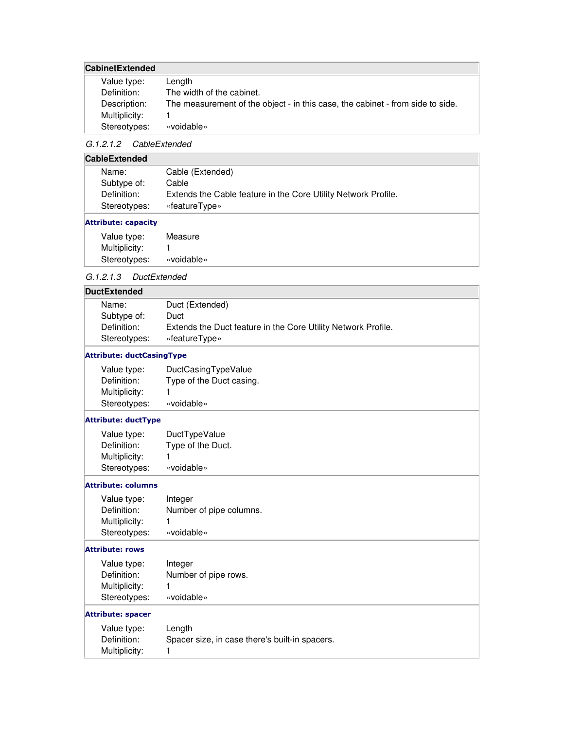| CabinetExtended | |
|---|---|
| Value type: | Length |
| Definition: | The width of the cabinet. |
| Description: | The measurement of the object - in this case, the cabinet - from side to side. |
| Multiplicity: | 1 |
| Stereotypes: | «voidable» |

*G.1.2.1.2 CableExtended*

| CableExtended | |
|---|---|
| Name: | Cable (Extended) |
| Subtype of: | Cable |
| Definition: | Extends the Cable feature in the Core Utility Network Profile. |
| Stereotypes: | «featureType» |
| **Attribute: capacity** | |
| Value type: | Measure |
| Multiplicity: | 1 |
| Stereotypes: | «voidable» |

*G.1.2.1.3 DuctExtended*

| DuctExtended | |
|---|---|
| Name: | Duct (Extended) |
| Subtype of: | Duct |
| Definition: | Extends the Duct feature in the Core Utility Network Profile. |
| Stereotypes: | «featureType» |
| **Attribute: ductCasingType** | |
| Value type: | DuctCasingTypeValue |
| Definition: | Type of the Duct casing. |
| Multiplicity: | 1 |
| Stereotypes: | «voidable» |
| **Attribute: ductType** | |
| Value type: | DuctTypeValue |
| Definition: | Type of the Duct. |
| Multiplicity: | 1 |
| Stereotypes: | «voidable» |
| **Attribute: columns** | |
| Value type: | Integer |
| Definition: | Number of pipe columns. |
| Multiplicity: | 1 |
| Stereotypes: | «voidable» |
| **Attribute: rows** | |
| Value type: | Integer |
| Definition: | Number of pipe rows. |
| Multiplicity: | 1 |
| Stereotypes: | «voidable» |
| **Attribute: spacer** | |
| Value type: | Length |
| Definition: | Spacer size, in case there's built-in spacers. |
| Multiplicity: | 1 |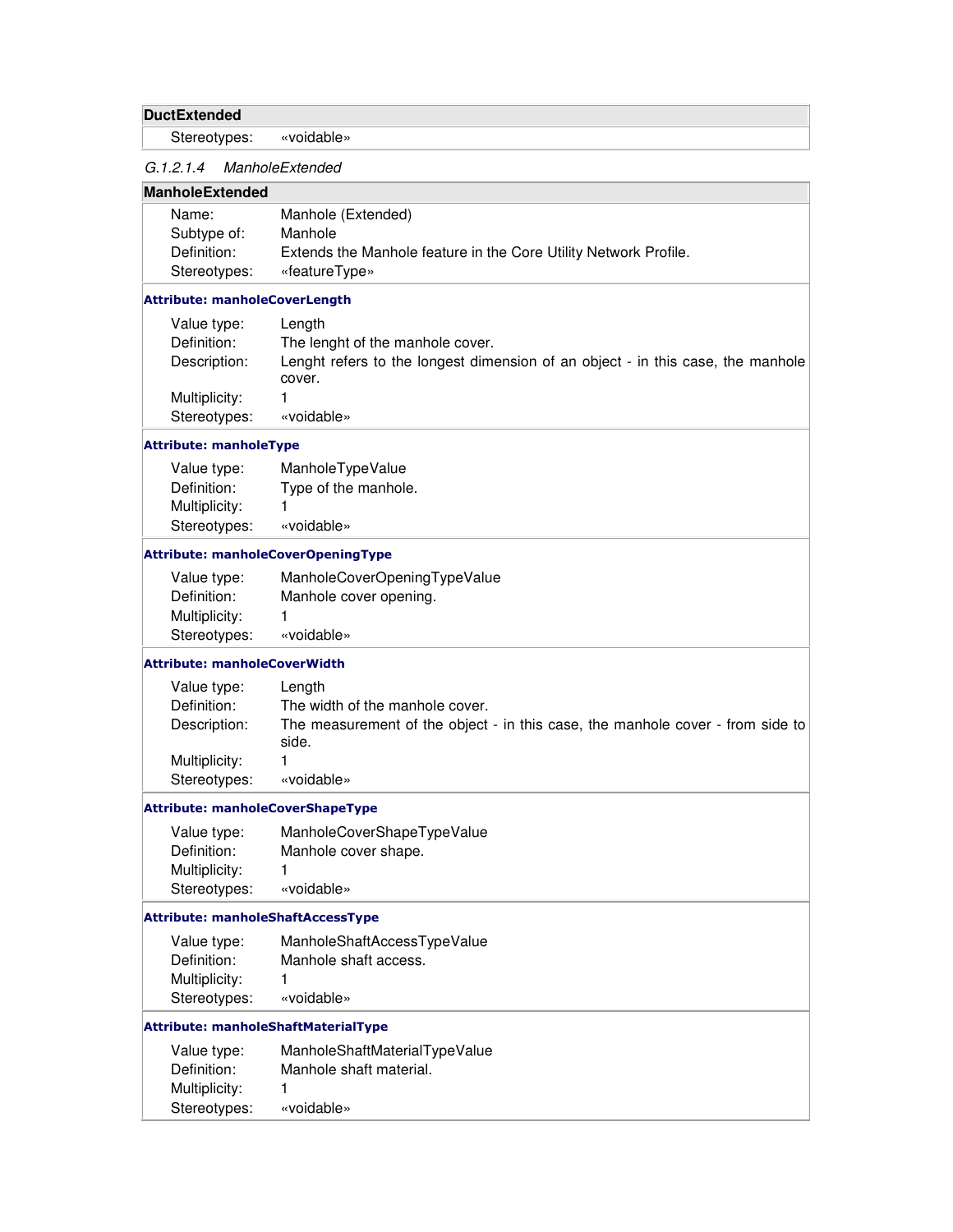| DuctExtended | |
|---|---|
| Stereotypes: | «voidable» |

#### *G.1.2.1.4 ManholeExtended*

| ManholeExtended | |
|---|---|
| Name: | Manhole (Extended) |
| Subtype of: | Manhole |
| Definition: | Extends the Manhole feature in the Core Utility Network Profile. |
| Stereotypes: | «featureType» |
| **Attribute: manholeCoverLength** | |
| Value type: | Length |
| Definition: | The lenght of the manhole cover. |
| Description: | Lenght refers to the longest dimension of an object - in this case, the manhole cover. |
| Multiplicity: | 1 |
| Stereotypes: | «voidable» |
| **Attribute: manholeType** | |
| Value type: | ManholeTypeValue |
| Definition: | Type of the manhole. |
| Multiplicity: | 1 |
| Stereotypes: | «voidable» |
| **Attribute: manholeCoverOpeningType** | |
| Value type: | ManholeCoverOpeningTypeValue |
| Definition: | Manhole cover opening. |
| Multiplicity: | 1 |
| Stereotypes: | «voidable» |
| **Attribute: manholeCoverWidth** | |
| Value type: | Length |
| Definition: | The width of the manhole cover. |
| Description: | The measurement of the object - in this case, the manhole cover - from side to side. |
| Multiplicity: | 1 |
| Stereotypes: | «voidable» |
| **Attribute: manholeCoverShapeType** | |
| Value type: | ManholeCoverShapeTypeValue |
| Definition: | Manhole cover shape. |
| Multiplicity: | 1 |
| Stereotypes: | «voidable» |
| **Attribute: manholeShaftAccessType** | |
| Value type: | ManholeShaftAccessTypeValue |
| Definition: | Manhole shaft access. |
| Multiplicity: | 1 |
| Stereotypes: | «voidable» |
| **Attribute: manholeShaftMaterialType** | |
| Value type: | ManholeShaftMaterialTypeValue |
| Definition: | Manhole shaft material. |
| Multiplicity: | 1 |
| Stereotypes: | «voidable» |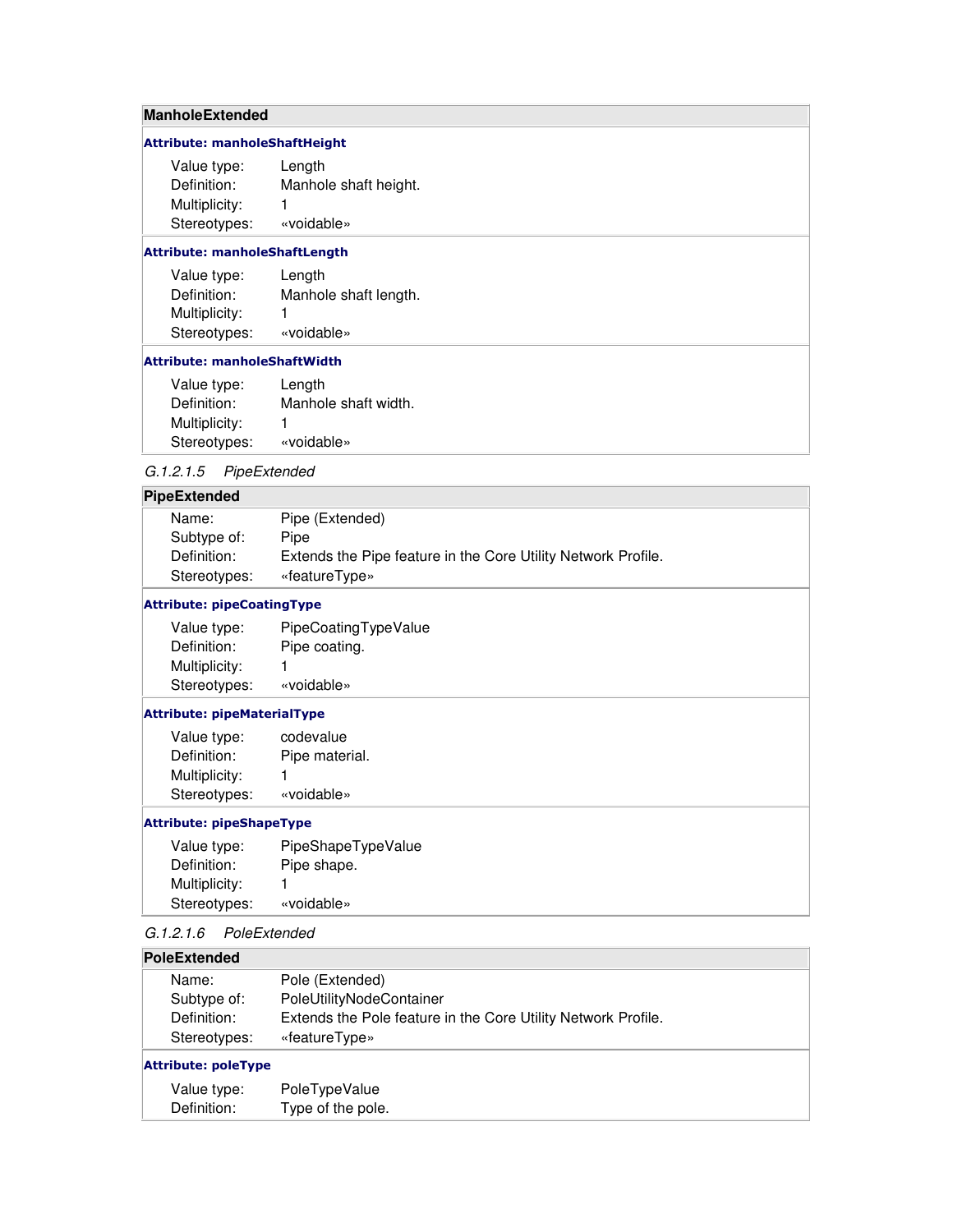| ManholeExtended | |
|---|---|
| **Attribute: manholeShaftHeight** | |
| Value type: | Length |
| Definition: | Manhole shaft height. |
| Multiplicity: | 1 |
| Stereotypes: | «voidable» |
| **Attribute: manholeShaftLength** | |
| Value type: | Length |
| Definition: | Manhole shaft length. |
| Multiplicity: | 1 |
| Stereotypes: | «voidable» |
| **Attribute: manholeShaftWidth** | |
| Value type: | Length |
| Definition: | Manhole shaft width. |
| Multiplicity: | 1 |
| Stereotypes: | «voidable» |

#### *G.1.2.1.5 PipeExtended*

| PipeExtended | |
|---|---|
| Name: | Pipe (Extended) |
| Subtype of: | Pipe |
| Definition: | Extends the Pipe feature in the Core Utility Network Profile. |
| Stereotypes: | «featureType» |
| **Attribute: pipeCoatingType** | |
| Value type: | PipeCoatingTypeValue |
| Definition: | Pipe coating. |
| Multiplicity: | 1 |
| Stereotypes: | «voidable» |
| **Attribute: pipeMaterialType** | |
| Value type: | codevalue |
| Definition: | Pipe material. |
| Multiplicity: | 1 |
| Stereotypes: | «voidable» |
| **Attribute: pipeShapeType** | |
| Value type: | PipeShapeTypeValue |
| Definition: | Pipe shape. |
| Multiplicity: | 1 |
| Stereotypes: | «voidable» |

#### *G.1.2.1.6 PoleExtended*

| PoleExtended | |
|---|---|
| Name: | Pole (Extended) |
| Subtype of: | PoleUtilityNodeContainer |
| Definition: | Extends the Pole feature in the Core Utility Network Profile. |
| Stereotypes: | «featureType» |
| **Attribute: poleType** | |
| Value type: | PoleTypeValue |
| Definition: | Type of the pole. |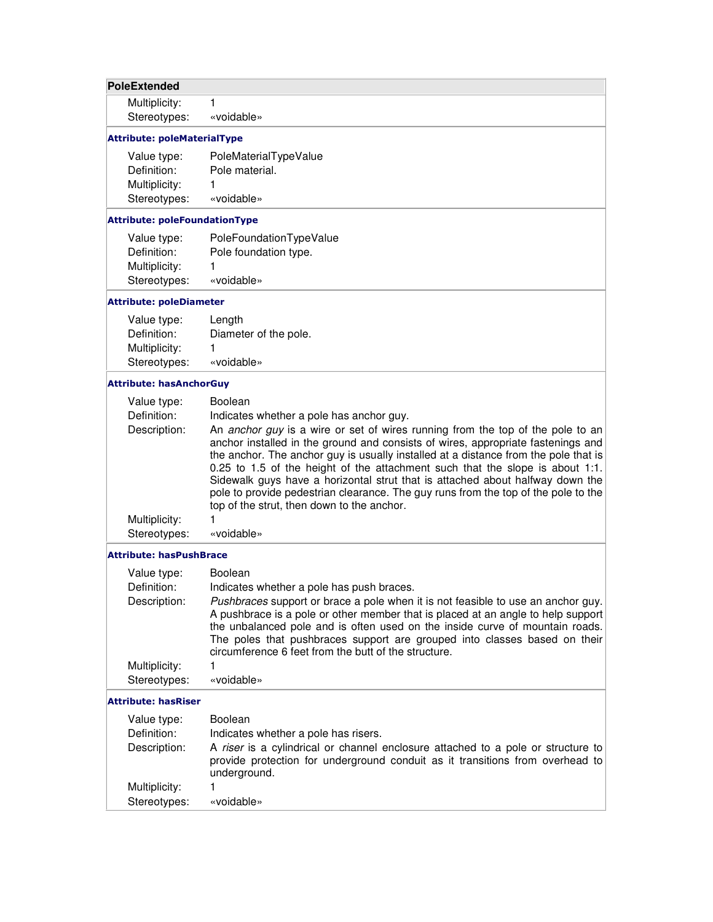**PoleExtended**

| | |
|---|---|
| Multiplicity: | 1 |
| Stereotypes: | «voidable» |

**Attribute: poleMaterialType**

| | |
|---|---|
| Value type: | PoleMaterialTypeValue |
| Definition: | Pole material. |
| Multiplicity: | 1 |
| Stereotypes: | «voidable» |

**Attribute: poleFoundationType**

| | |
|---|---|
| Value type: | PoleFoundationTypeValue |
| Definition: | Pole foundation type. |
| Multiplicity: | 1 |
| Stereotypes: | «voidable» |

**Attribute: poleDiameter**

| | |
|---|---|
| Value type: | Length |
| Definition: | Diameter of the pole. |
| Multiplicity: | 1 |
| Stereotypes: | «voidable» |

**Attribute: hasAnchorGuy**

| | |
|---|---|
| Value type: | Boolean |
| Definition: | Indicates whether a pole has anchor guy. |
| Description: | An *anchor guy* is a wire or set of wires running from the top of the pole to an anchor installed in the ground and consists of wires, appropriate fastenings and the anchor. The anchor guy is usually installed at a distance from the pole that is 0.25 to 1.5 of the height of the attachment such that the slope is about 1:1. Sidewalk guys have a horizontal strut that is attached about halfway down the pole to provide pedestrian clearance. The guy runs from the top of the pole to the top of the strut, then down to the anchor. |
| Multiplicity: | 1 |
| Stereotypes: | «voidable» |

**Attribute: hasPushBrace**

| | |
|---|---|
| Value type: | Boolean |
| Definition: | Indicates whether a pole has push braces. |
| Description: | *Pushbraces* support or brace a pole when it is not feasible to use an anchor guy. A pushbrace is a pole or other member that is placed at an angle to help support the unbalanced pole and is often used on the inside curve of mountain roads. The poles that pushbraces support are grouped into classes based on their circumference 6 feet from the butt of the structure. |
| Multiplicity: | 1 |
| Stereotypes: | «voidable» |

**Attribute: hasRiser**

| | |
|---|---|
| Value type: | Boolean |
| Definition: | Indicates whether a pole has risers. |
| Description: | A *riser* is a cylindrical or channel enclosure attached to a pole or structure to provide protection for underground conduit as it transitions from overhead to underground. |
| Multiplicity: | 1 |
| Stereotypes: | «voidable» |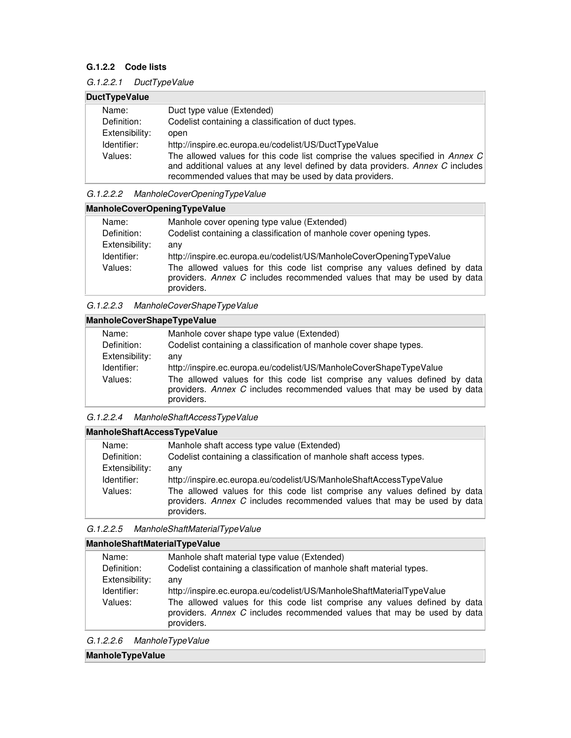### G.1.2.2 Code lists

#### *G.1.2.2.1 DuctTypeValue*

| **DuctTypeValue** | |
|---|---|
| Name: | Duct type value (Extended) |
| Definition: | Codelist containing a classification of duct types. |
| Extensibility: | open |
| Identifier: | http://inspire.ec.europa.eu/codelist/US/DuctTypeValue |
| Values: | The allowed values for this code list comprise the values specified in *Annex C* and additional values at any level defined by data providers. *Annex C* includes recommended values that may be used by data providers. |

#### *G.1.2.2.2 ManholeCoverOpeningTypeValue*

| **ManholeCoverOpeningTypeValue** | |
|---|---|
| Name: | Manhole cover opening type value (Extended) |
| Definition: | Codelist containing a classification of manhole cover opening types. |
| Extensibility: | any |
| Identifier: | http://inspire.ec.europa.eu/codelist/US/ManholeCoverOpeningTypeValue |
| Values: | The allowed values for this code list comprise any values defined by data providers. *Annex C* includes recommended values that may be used by data providers. |

#### *G.1.2.2.3 ManholeCoverShapeTypeValue*

| **ManholeCoverShapeTypeValue** | |
|---|---|
| Name: | Manhole cover shape type value (Extended) |
| Definition: | Codelist containing a classification of manhole cover shape types. |
| Extensibility: | any |
| Identifier: | http://inspire.ec.europa.eu/codelist/US/ManholeCoverShapeTypeValue |
| Values: | The allowed values for this code list comprise any values defined by data providers. *Annex C* includes recommended values that may be used by data providers. |

#### *G.1.2.2.4 ManholeShaftAccessTypeValue*

| **ManholeShaftAccessTypeValue** | |
|---|---|
| Name: | Manhole shaft access type value (Extended) |
| Definition: | Codelist containing a classification of manhole shaft access types. |
| Extensibility: | any |
| Identifier: | http://inspire.ec.europa.eu/codelist/US/ManholeShaftAccessTypeValue |
| Values: | The allowed values for this code list comprise any values defined by data providers. *Annex C* includes recommended values that may be used by data providers. |

#### *G.1.2.2.5 ManholeShaftMaterialTypeValue*

| **ManholeShaftMaterialTypeValue** | |
|---|---|
| Name: | Manhole shaft material type value (Extended) |
| Definition: | Codelist containing a classification of manhole shaft material types. |
| Extensibility: | any |
| Identifier: | http://inspire.ec.europa.eu/codelist/US/ManholeShaftMaterialTypeValue |
| Values: | The allowed values for this code list comprise any values defined by data providers. *Annex C* includes recommended values that may be used by data providers. |

#### *G.1.2.2.6 ManholeTypeValue*

| **ManholeTypeValue** | |
|---|---|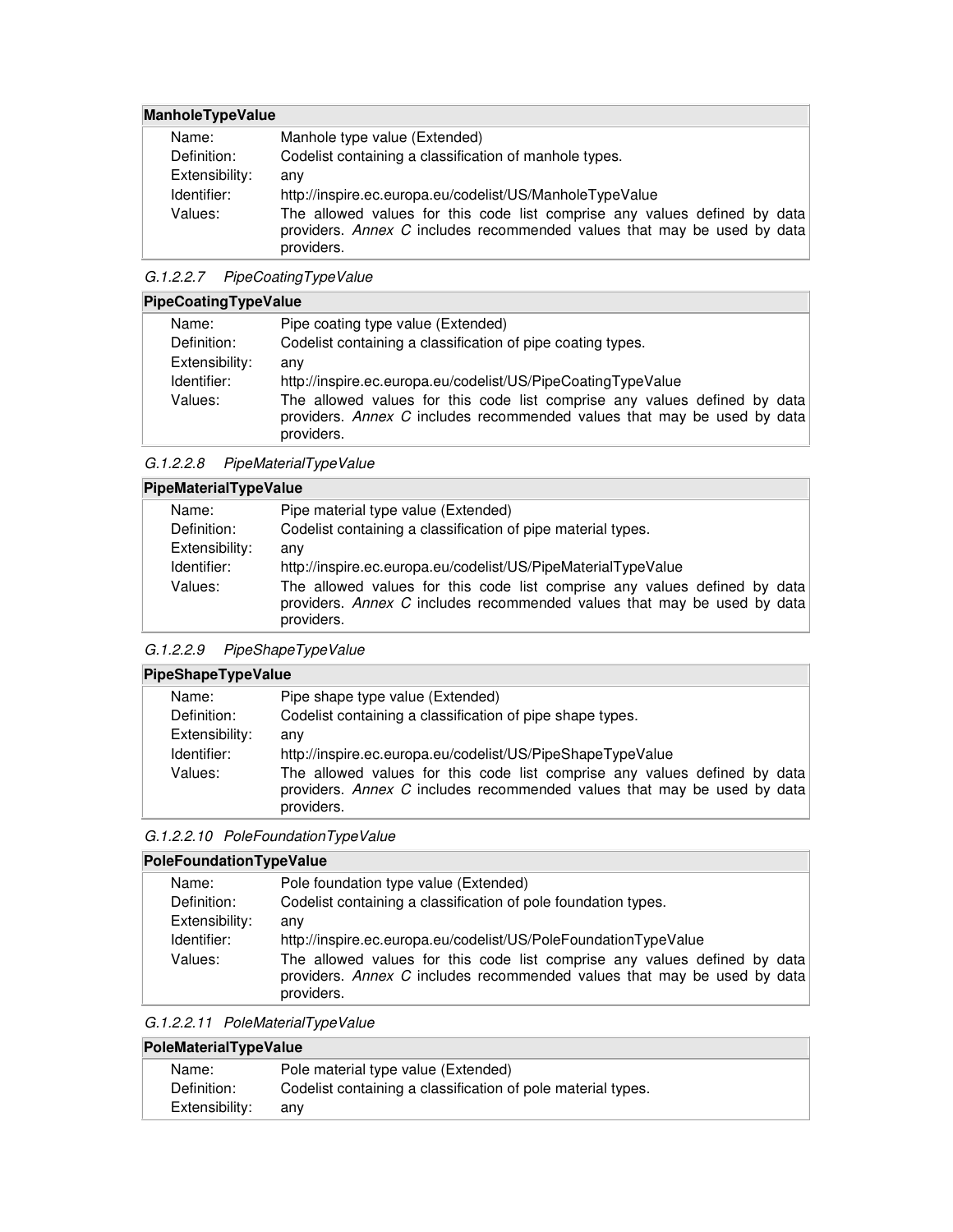| ManholeTypeValue | |
|---|---|
| Name: | Manhole type value (Extended) |
| Definition: | Codelist containing a classification of manhole types. |
| Extensibility: | any |
| Identifier: | http://inspire.ec.europa.eu/codelist/US/ManholeTypeValue |
| Values: | The allowed values for this code list comprise any values defined by data providers. *Annex C* includes recommended values that may be used by data providers. |

*G.1.2.2.7 PipeCoatingTypeValue*

| PipeCoatingTypeValue | |
|---|---|
| Name: | Pipe coating type value (Extended) |
| Definition: | Codelist containing a classification of pipe coating types. |
| Extensibility: | any |
| Identifier: | http://inspire.ec.europa.eu/codelist/US/PipeCoatingTypeValue |
| Values: | The allowed values for this code list comprise any values defined by data providers. *Annex C* includes recommended values that may be used by data providers. |

*G.1.2.2.8 PipeMaterialTypeValue*

| PipeMaterialTypeValue | |
|---|---|
| Name: | Pipe material type value (Extended) |
| Definition: | Codelist containing a classification of pipe material types. |
| Extensibility: | any |
| Identifier: | http://inspire.ec.europa.eu/codelist/US/PipeMaterialTypeValue |
| Values: | The allowed values for this code list comprise any values defined by data providers. *Annex C* includes recommended values that may be used by data providers. |

*G.1.2.2.9 PipeShapeTypeValue*

| PipeShapeTypeValue | |
|---|---|
| Name: | Pipe shape type value (Extended) |
| Definition: | Codelist containing a classification of pipe shape types. |
| Extensibility: | any |
| Identifier: | http://inspire.ec.europa.eu/codelist/US/PipeShapeTypeValue |
| Values: | The allowed values for this code list comprise any values defined by data providers. *Annex C* includes recommended values that may be used by data providers. |

*G.1.2.2.10 PoleFoundationTypeValue*

| PoleFoundationTypeValue | |
|---|---|
| Name: | Pole foundation type value (Extended) |
| Definition: | Codelist containing a classification of pole foundation types. |
| Extensibility: | any |
| Identifier: | http://inspire.ec.europa.eu/codelist/US/PoleFoundationTypeValue |
| Values: | The allowed values for this code list comprise any values defined by data providers. *Annex C* includes recommended values that may be used by data providers. |

*G.1.2.2.11 PoleMaterialTypeValue*

| PoleMaterialTypeValue | |
|---|---|
| Name: | Pole material type value (Extended) |
| Definition: | Codelist containing a classification of pole material types. |
| Extensibility: | any |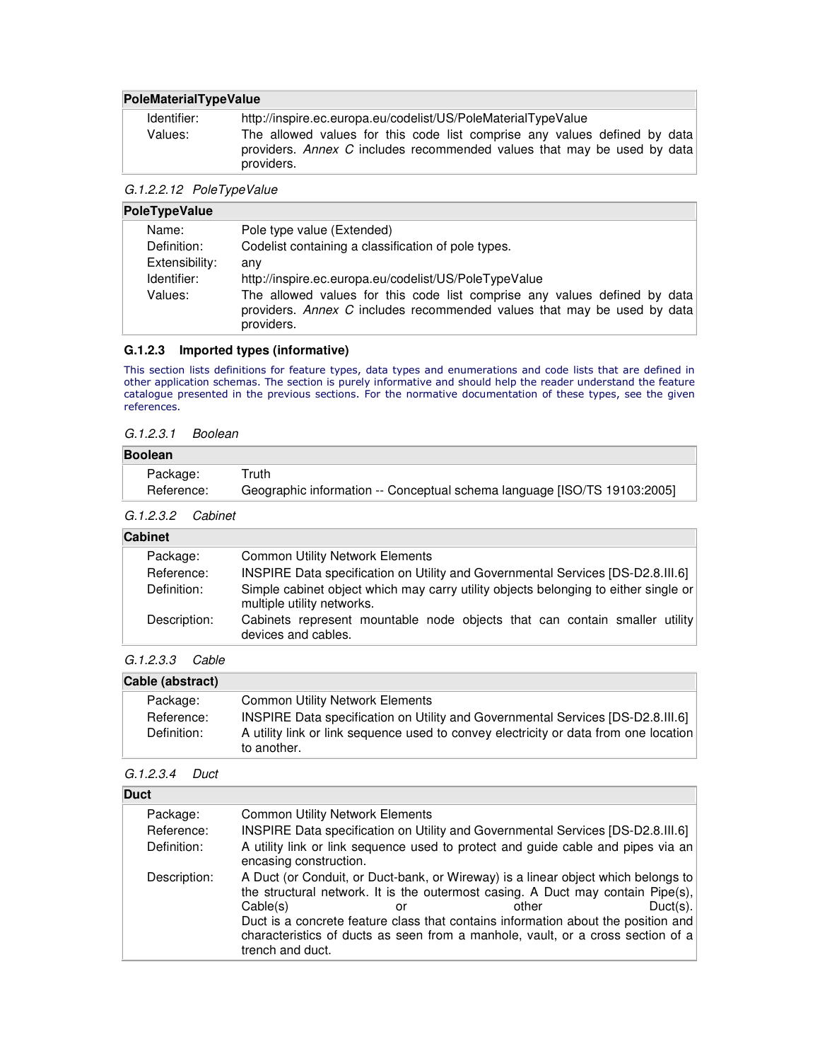| PoleMaterialTypeValue | |
|---|---|
| Identifier: | http://inspire.ec.europa.eu/codelist/US/PoleMaterialTypeValue |
| Values: | The allowed values for this code list comprise any values defined by data providers. *Annex C* includes recommended values that may be used by data providers. |

*G.1.2.2.12 PoleTypeValue*

| PoleTypeValue | |
|---|---|
| Name: | Pole type value (Extended) |
| Definition: | Codelist containing a classification of pole types. |
| Extensibility: | any |
| Identifier: | http://inspire.ec.europa.eu/codelist/US/PoleTypeValue |
| Values: | The allowed values for this code list comprise any values defined by data providers. *Annex C* includes recommended values that may be used by data providers. |

### G.1.2.3 Imported types (informative)

This section lists definitions for feature types, data types and enumerations and code lists that are defined in other application schemas. The section is purely informative and should help the reader understand the feature catalogue presented in the previous sections. For the normative documentation of these types, see the given references.

*G.1.2.3.1 Boolean*

| Boolean | |
|---|---|
| Package: | Truth |
| Reference: | Geographic information -- Conceptual schema language [ISO/TS 19103:2005] |

*G.1.2.3.2 Cabinet*

| Cabinet | |
|---|---|
| Package: | Common Utility Network Elements |
| Reference: | INSPIRE Data specification on Utility and Governmental Services [DS-D2.8.III.6] |
| Definition: | Simple cabinet object which may carry utility objects belonging to either single or multiple utility networks. |
| Description: | Cabinets represent mountable node objects that can contain smaller utility devices and cables. |

*G.1.2.3.3 Cable*

| Cable (abstract) | |
|---|---|
| Package: | Common Utility Network Elements |
| Reference: | INSPIRE Data specification on Utility and Governmental Services [DS-D2.8.III.6] |
| Definition: | A utility link or link sequence used to convey electricity or data from one location to another. |

*G.1.2.3.4 Duct*

| Duct | |
|---|---|
| Package: | Common Utility Network Elements |
| Reference: | INSPIRE Data specification on Utility and Governmental Services [DS-D2.8.III.6] |
| Definition: | A utility link or link sequence used to protect and guide cable and pipes via an encasing construction. |
| Description: | A Duct (or Conduit, or Duct-bank, or Wireway) is a linear object which belongs to the structural network. It is the outermost casing. A Duct may contain Pipe(s), Cable(s) or other Duct(s). Duct is a concrete feature class that contains information about the position and characteristics of ducts as seen from a manhole, vault, or a cross section of a trench and duct. |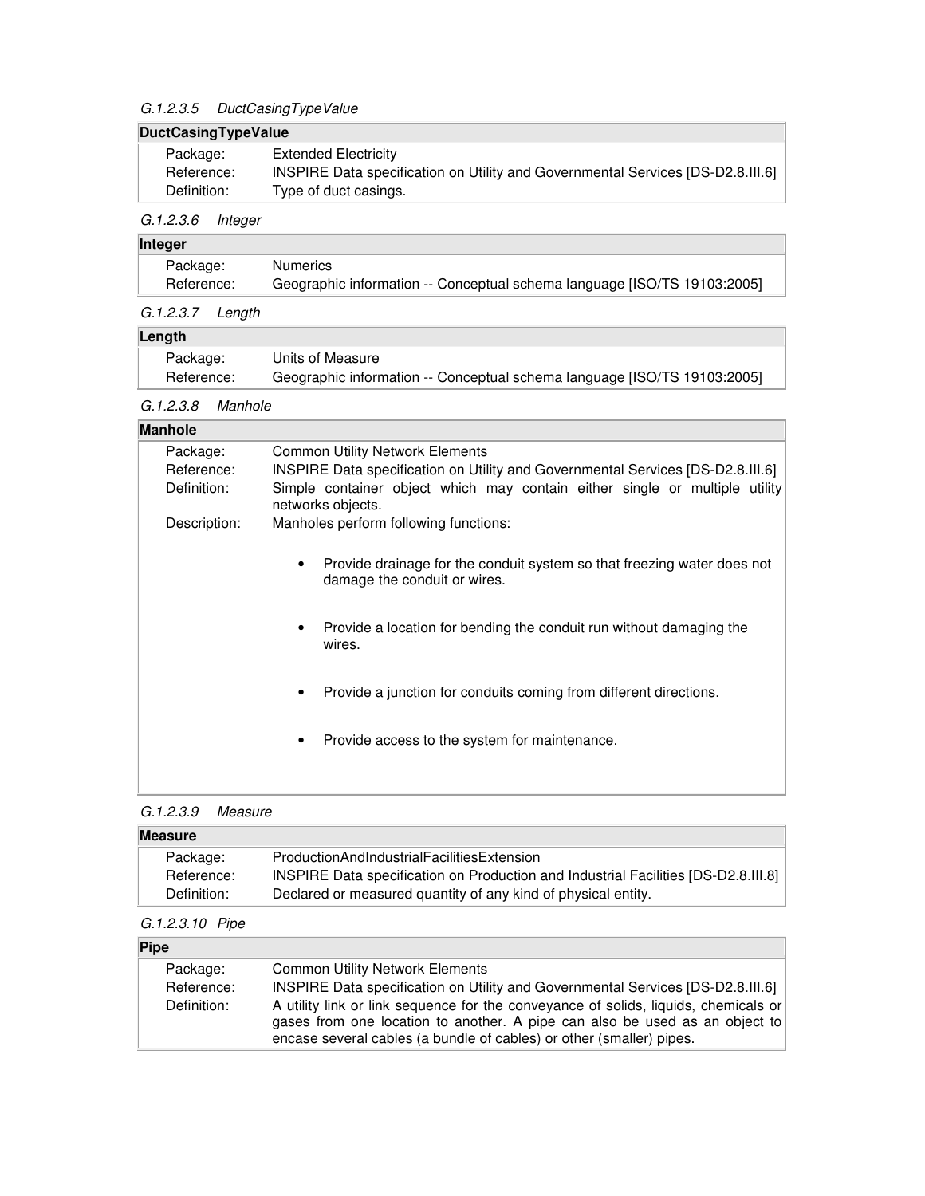*G.1.2.3.5 DuctCasingTypeValue*

| **DuctCasingTypeValue** | |
|---|---|
| Package: | Extended Electricity |
| Reference: | INSPIRE Data specification on Utility and Governmental Services [DS-D2.8.III.6] |
| Definition: | Type of duct casings. |

*G.1.2.3.6 Integer*

| **Integer** | |
|---|---|
| Package: | Numerics |
| Reference: | Geographic information -- Conceptual schema language [ISO/TS 19103:2005] |

*G.1.2.3.7 Length*

| **Length** | |
|---|---|
| Package: | Units of Measure |
| Reference: | Geographic information -- Conceptual schema language [ISO/TS 19103:2005] |

*G.1.2.3.8 Manhole*

| **Manhole** | |
|---|---|
| Package: | Common Utility Network Elements |
| Reference: | INSPIRE Data specification on Utility and Governmental Services [DS-D2.8.III.6] |
| Definition: | Simple container object which may contain either single or multiple utility networks objects. |
| Description: | Manholes perform following functions:<br>• Provide drainage for the conduit system so that freezing water does not damage the conduit or wires.<br>• Provide a location for bending the conduit run without damaging the wires.<br>• Provide a junction for conduits coming from different directions.<br>• Provide access to the system for maintenance. |

*G.1.2.3.9 Measure*

| **Measure** | |
|---|---|
| Package: | ProductionAndIndustrialFacilitiesExtension |
| Reference: | INSPIRE Data specification on Production and Industrial Facilities [DS-D2.8.III.8] |
| Definition: | Declared or measured quantity of any kind of physical entity. |

*G.1.2.3.10 Pipe*

| **Pipe** | |
|---|---|
| Package: | Common Utility Network Elements |
| Reference: | INSPIRE Data specification on Utility and Governmental Services [DS-D2.8.III.6] |
| Definition: | A utility link or link sequence for the conveyance of solids, liquids, chemicals or gases from one location to another. A pipe can also be used as an object to encase several cables (a bundle of cables) or other (smaller) pipes. |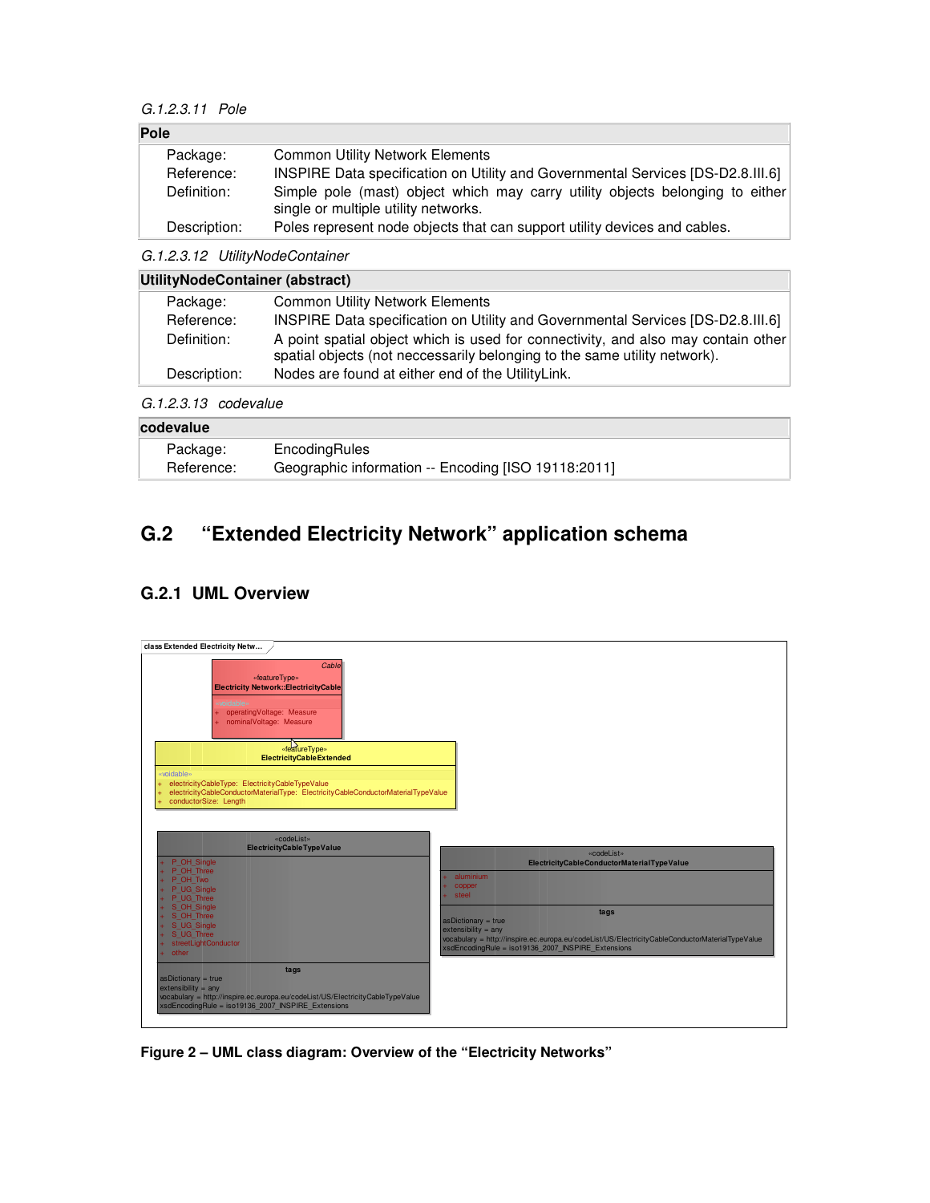*G.1.2.3.11 Pole*

| **Pole** | |
|---|---|
| Package: | Common Utility Network Elements |
| Reference: | INSPIRE Data specification on Utility and Governmental Services [DS-D2.8.III.6] |
| Definition: | Simple pole (mast) object which may carry utility objects belonging to either single or multiple utility networks. |
| Description: | Poles represent node objects that can support utility devices and cables. |

*G.1.2.3.12 UtilityNodeContainer*

| **UtilityNodeContainer (abstract)** | |
|---|---|
| Package: | Common Utility Network Elements |
| Reference: | INSPIRE Data specification on Utility and Governmental Services [DS-D2.8.III.6] |
| Definition: | A point spatial object which is used for connectivity, and also may contain other spatial objects (not neccessarily belonging to the same utility network). |
| Description: | Nodes are found at either end of the UtilityLink. |

*G.1.2.3.13 codevalue*

| **codevalue** | |
|---|---|
| Package: | EncodingRules |
| Reference: | Geographic information -- Encoding [ISO 19118:2011] |

## G.2 "Extended Electricity Network" application schema

### G.2.1 UML Overview

**Figure 2 – UML class diagram: Overview of the "Electricity Networks"**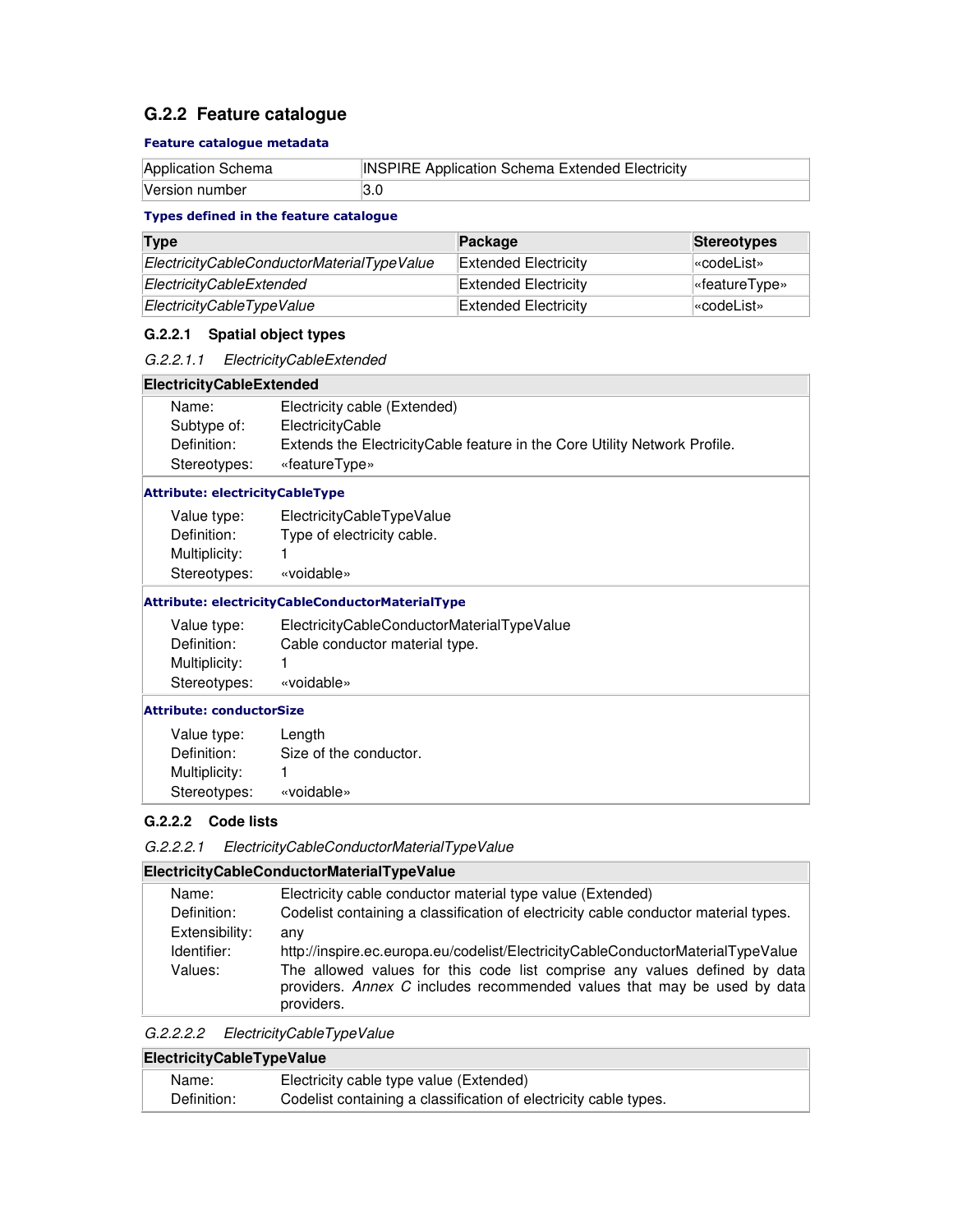## G.2.2 Feature catalogue

**Feature catalogue metadata**

| Application Schema | INSPIRE Application Schema Extended Electricity |
|---|---|
| Version number | 3.0 |

**Types defined in the feature catalogue**

| Type | Package | Stereotypes |
|---|---|---|
| *ElectricityCableConductorMaterialTypeValue* | Extended Electricity | «codeList» |
| *ElectricityCableExtended* | Extended Electricity | «featureType» |
| *ElectricityCableTypeValue* | Extended Electricity | «codeList» |

### G.2.2.1 Spatial object types

*G.2.2.1.1 ElectricityCableExtended*

| **ElectricityCableExtended** | |
|---|---|
| Name: | Electricity cable (Extended) |
| Subtype of: | ElectricityCable |
| Definition: | Extends the ElectricityCable feature in the Core Utility Network Profile. |
| Stereotypes: | «featureType» |
| **Attribute: electricityCableType** | |
| Value type: | ElectricityCableTypeValue |
| Definition: | Type of electricity cable. |
| Multiplicity: | 1 |
| Stereotypes: | «voidable» |
| **Attribute: electricityCableConductorMaterialType** | |
| Value type: | ElectricityCableConductorMaterialTypeValue |
| Definition: | Cable conductor material type. |
| Multiplicity: | 1 |
| Stereotypes: | «voidable» |
| **Attribute: conductorSize** | |
| Value type: | Length |
| Definition: | Size of the conductor. |
| Multiplicity: | 1 |
| Stereotypes: | «voidable» |

### G.2.2.2 Code lists

*G.2.2.2.1 ElectricityCableConductorMaterialTypeValue*

| **ElectricityCableConductorMaterialTypeValue** | |
|---|---|
| Name: | Electricity cable conductor material type value (Extended) |
| Definition: | Codelist containing a classification of electricity cable conductor material types. |
| Extensibility: | any |
| Identifier: | http://inspire.ec.europa.eu/codelist/ElectricityCableConductorMaterialTypeValue |
| Values: | The allowed values for this code list comprise any values defined by data providers. *Annex C* includes recommended values that may be used by data providers. |

*G.2.2.2.2 ElectricityCableTypeValue*

| **ElectricityCableTypeValue** | |
|---|---|
| Name: | Electricity cable type value (Extended) |
| Definition: | Codelist containing a classification of electricity cable types. |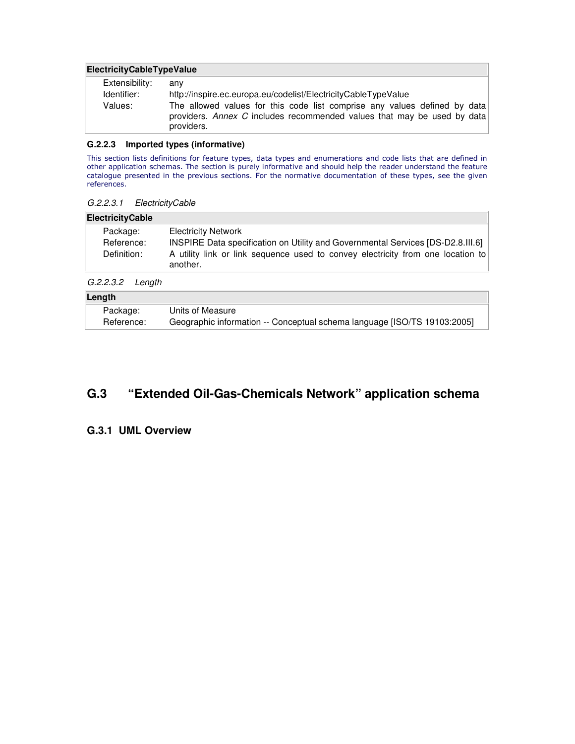| ElectricityCableTypeValue | |
|---|---|
| Extensibility: | any |
| Identifier: | http://inspire.ec.europa.eu/codelist/ElectricityCableTypeValue |
| Values: | The allowed values for this code list comprise any values defined by data providers. *Annex C* includes recommended values that may be used by data providers. |

### G.2.2.3 Imported types (informative)

This section lists definitions for feature types, data types and enumerations and code lists that are defined in other application schemas. The section is purely informative and should help the reader understand the feature catalogue presented in the previous sections. For the normative documentation of these types, see the given references.

#### *G.2.2.3.1 ElectricityCable*

| ElectricityCable | |
|---|---|
| Package: | Electricity Network |
| Reference: | INSPIRE Data specification on Utility and Governmental Services [DS-D2.8.III.6] |
| Definition: | A utility link or link sequence used to convey electricity from one location to another. |

#### *G.2.2.3.2 Length*

| Length | |
|---|---|
| Package: | Units of Measure |
| Reference: | Geographic information -- Conceptual schema language [ISO/TS 19103:2005] |

## G.3 "Extended Oil-Gas-Chemicals Network" application schema

### G.3.1 UML Overview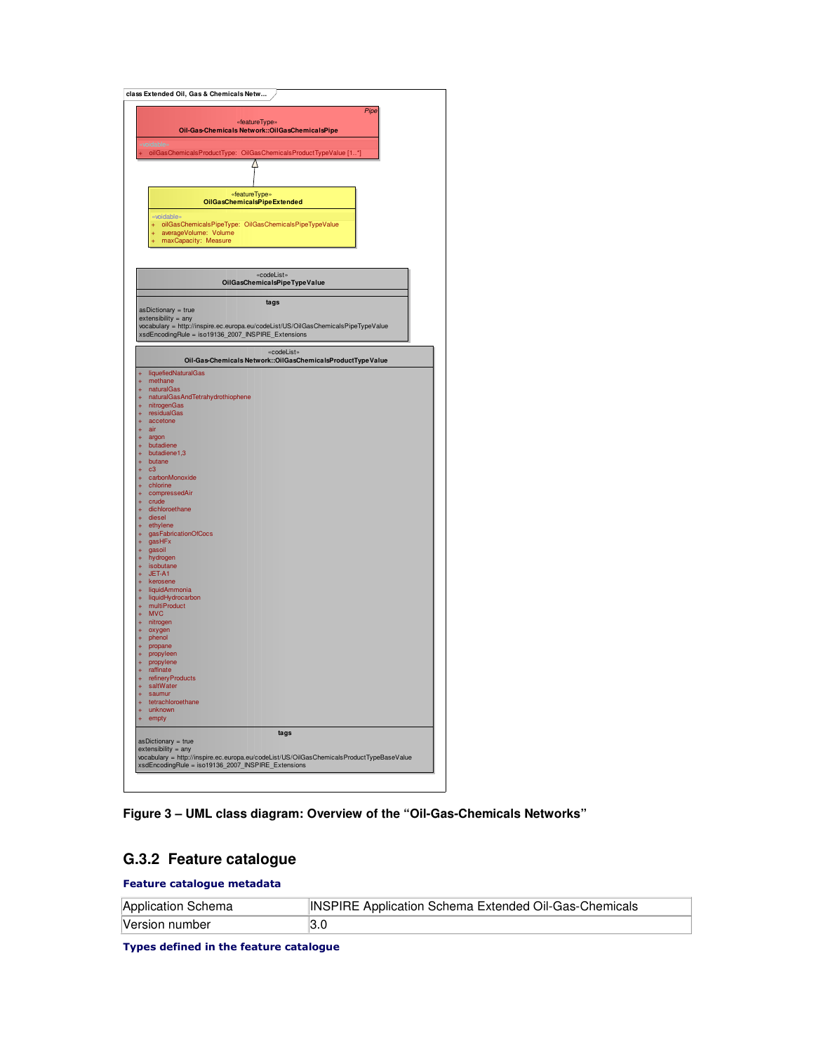class Extended Oil, Gas & Chemicals Netw...

«featureType»
**Oil-Gas-Chemicals Network::OilGasChemicalsPipe**

*Pipe*

«voidable»
\+ oilGasChemicalsProductType: OilGasChemicalsProductTypeValue [1..*]

«featureType»
**OilGasChemicalsPipeExtended**

«voidable»
\+ oilGasChemicalsPipeType: OilGasChemicalsPipeTypeValue
\+ averageVolume: Volume
\+ maxCapacity: Measure

«codeList»
**OilGasChemicalsPipeTypeValue**

**tags**
asDictionary = true
extensibility = any
vocabulary = http://inspire.ec.europa.eu/codeList/US/OilGasChemicalsPipeTypeValue
xsdEncodingRule = iso19136_2007_INSPIRE_Extensions

«codeList»
**Oil-Gas-Chemicals Network::OilGasChemicalsProductTypeValue**

\+ liquefiedNaturalGas
\+ methane
\+ naturalGas
\+ naturalGasAndTetrahydrothiophene
\+ nitrogenGas
\+ residualGas
\+ accetone
\+ air
\+ argon
\+ butadiene
\+ butadiene1,3
\+ butane
\+ c3
\+ carbonMonoxide
\+ chlorine
\+ compressedAir
\+ crude
\+ dichloroethane
\+ diesel
\+ ethylene
\+ gasFabricationOfCocs
\+ gasHFx
\+ gasoil
\+ hydrogen
\+ isobutane
\+ JET-A1
\+ kerosene
\+ liquidAmmonia
\+ liquidHydrocarbon
\+ multiProduct
\+ MVC
\+ nitrogen
\+ oxygen
\+ phenol
\+ propane
\+ propyleen
\+ propylene
\+ raffinate
\+ refineryProducts
\+ saltWater
\+ saumur
\+ tetrachloroethane
\+ unknown
\+ empty

**tags**
asDictionary = true
extensibility = any
vocabulary = http://inspire.ec.europa.eu/codeList/US/OilGasChemicalsProductTypeBaseValue
xsdEncodingRule = iso19136_2007_INSPIRE_Extensions

**Figure 3 – UML class diagram: Overview of the “Oil-Gas-Chemicals Networks”**

## G.3.2 Feature catalogue

**Feature catalogue metadata**

| | |
|---|---|
| Application Schema | INSPIRE Application Schema Extended Oil-Gas-Chemicals |
| Version number | 3.0 |

**Types defined in the feature catalogue**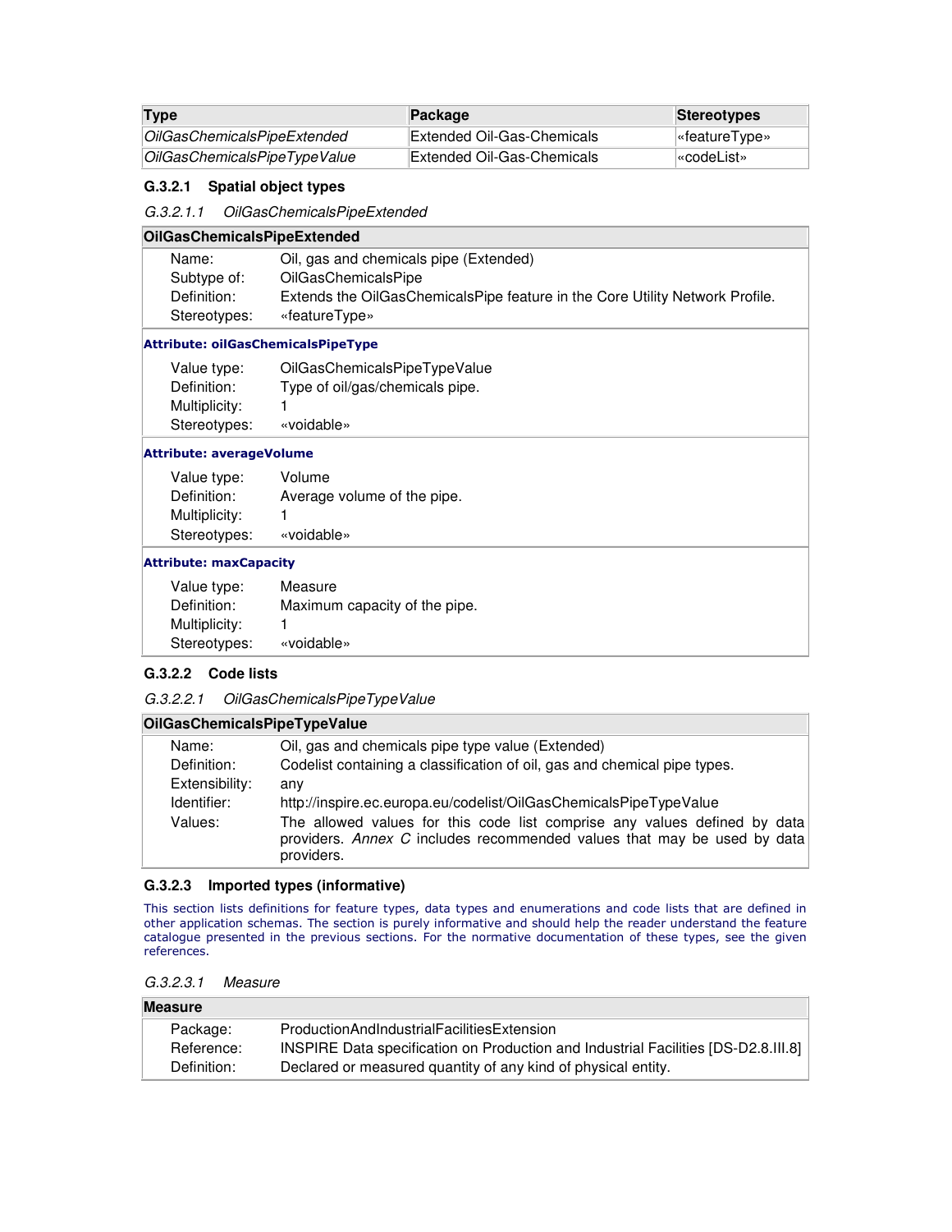| Type | Package | Stereotypes |
| --- | --- | --- |
| *OilGasChemicalsPipeExtended* | Extended Oil-Gas-Chemicals | «featureType» |
| *OilGasChemicalsPipeTypeValue* | Extended Oil-Gas-Chemicals | «codeList» |

### G.3.2.1 Spatial object types

#### *G.3.2.1.1 OilGasChemicalsPipeExtended*

| **OilGasChemicalsPipeExtended** | |
| --- | --- |
| Name: | Oil, gas and chemicals pipe (Extended) |
| Subtype of: | OilGasChemicalsPipe |
| Definition: | Extends the OilGasChemicalsPipe feature in the Core Utility Network Profile. |
| Stereotypes: | «featureType» |
| **Attribute: oilGasChemicalsPipeType** | |
| Value type: | OilGasChemicalsPipeTypeValue |
| Definition: | Type of oil/gas/chemicals pipe. |
| Multiplicity: | 1 |
| Stereotypes: | «voidable» |
| **Attribute: averageVolume** | |
| Value type: | Volume |
| Definition: | Average volume of the pipe. |
| Multiplicity: | 1 |
| Stereotypes: | «voidable» |
| **Attribute: maxCapacity** | |
| Value type: | Measure |
| Definition: | Maximum capacity of the pipe. |
| Multiplicity: | 1 |
| Stereotypes: | «voidable» |

### G.3.2.2 Code lists

#### *G.3.2.2.1 OilGasChemicalsPipeTypeValue*

| **OilGasChemicalsPipeTypeValue** | |
| --- | --- |
| Name: | Oil, gas and chemicals pipe type value (Extended) |
| Definition: | Codelist containing a classification of oil, gas and chemical pipe types. |
| Extensibility: | any |
| Identifier: | http://inspire.ec.europa.eu/codelist/OilGasChemicalsPipeTypeValue |
| Values: | The allowed values for this code list comprise any values defined by data providers. *Annex C* includes recommended values that may be used by data providers. |

### G.3.2.3 Imported types (informative)

This section lists definitions for feature types, data types and enumerations and code lists that are defined in other application schemas. The section is purely informative and should help the reader understand the feature catalogue presented in the previous sections. For the normative documentation of these types, see the given references.

#### *G.3.2.3.1 Measure*

| **Measure** | |
| --- | --- |
| Package: | ProductionAndIndustrialFacilitiesExtension |
| Reference: | INSPIRE Data specification on Production and Industrial Facilities [DS-D2.8.III.8] |
| Definition: | Declared or measured quantity of any kind of physical entity. |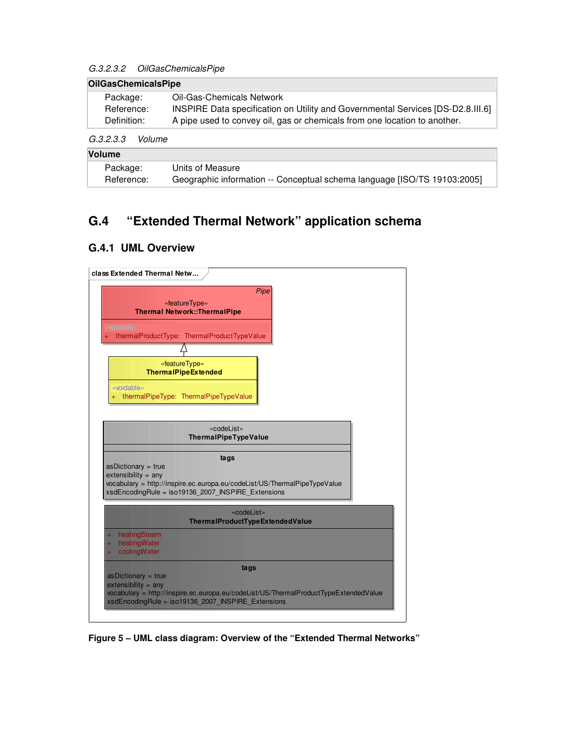*G.3.2.3.2 OilGasChemicalsPipe*

| **OilGasChemicalsPipe** | |
|---|---|
| Package: | Oil-Gas-Chemicals Network |
| Reference: | INSPIRE Data specification on Utility and Governmental Services [DS-D2.8.III.6] |
| Definition: | A pipe used to convey oil, gas or chemicals from one location to another. |

*G.3.2.3.3 Volume*

| **Volume** | |
|---|---|
| Package: | Units of Measure |
| Reference: | Geographic information -- Conceptual schema language [ISO/TS 19103:2005] |

## G.4 "Extended Thermal Network" application schema

### G.4.1 UML Overview

class Extended Thermal Netw...

Pipe
«featureType»
**Thermal Network::ThermalPipe**
«voidable»
+ thermalProductType: ThermalProductTypeValue

«featureType»
**ThermalPipeExtended**
«voidable»
+ thermalPipeType: ThermalPipeTypeValue

«codeList»
**ThermalPipeTypeValue**

**tags**
asDictionary = true
extensibility = any
vocabulary = http://inspire.ec.europa.eu/codeList/US/ThermalPipeTypeValue
xsdEncodingRule = iso19136_2007_INSPIRE_Extensions

«codeList»
**ThermalProductTypeExtendedValue**
+ heatingSteam
+ heatingWater
+ coolingWater

**tags**
asDictionary = true
extensibility = any
vocabulary = http://inspire.ec.europa.eu/codeList/US/ThermalProductTypeExtendedValue
xsdEncodingRule = iso19136_2007_INSPIRE_Extensions

**Figure 5 – UML class diagram: Overview of the "Extended Thermal Networks"**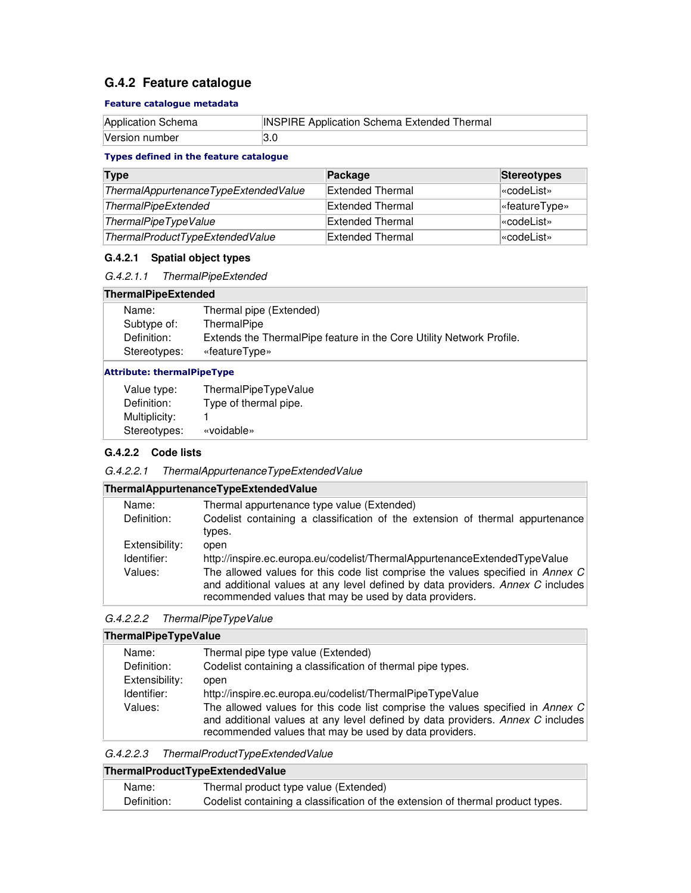## G.4.2 Feature catalogue

**Feature catalogue metadata**

| | |
|---|---|
| Application Schema | INSPIRE Application Schema Extended Thermal |
| Version number | 3.0 |

**Types defined in the feature catalogue**

| Type | Package | Stereotypes |
|---|---|---|
| *ThermalAppurtenanceTypeExtendedValue* | Extended Thermal | «codeList» |
| *ThermalPipeExtended* | Extended Thermal | «featureType» |
| *ThermalPipeTypeValue* | Extended Thermal | «codeList» |
| *ThermalProductTypeExtendedValue* | Extended Thermal | «codeList» |

### G.4.2.1 Spatial object types

#### *G.4.2.1.1 ThermalPipeExtended*

**ThermalPipeExtended**

| | |
|---|---|
| Name: | Thermal pipe (Extended) |
| Subtype of: | ThermalPipe |
| Definition: | Extends the ThermalPipe feature in the Core Utility Network Profile. |
| Stereotypes: | «featureType» |

**Attribute: thermalPipeType**

| | |
|---|---|
| Value type: | ThermalPipeTypeValue |
| Definition: | Type of thermal pipe. |
| Multiplicity: | 1 |
| Stereotypes: | «voidable» |

### G.4.2.2 Code lists

#### *G.4.2.2.1 ThermalAppurtenanceTypeExtendedValue*

**ThermalAppurtenanceTypeExtendedValue**

| | |
|---|---|
| Name: | Thermal appurtenance type value (Extended) |
| Definition: | Codelist containing a classification of the extension of thermal appurtenance types. |
| Extensibility: | open |
| Identifier: | http://inspire.ec.europa.eu/codelist/ThermalAppurtenanceExtendedTypeValue |
| Values: | The allowed values for this code list comprise the values specified in *Annex C* and additional values at any level defined by data providers. *Annex C* includes recommended values that may be used by data providers. |

#### *G.4.2.2.2 ThermalPipeTypeValue*

**ThermalPipeTypeValue**

| | |
|---|---|
| Name: | Thermal pipe type value (Extended) |
| Definition: | Codelist containing a classification of thermal pipe types. |
| Extensibility: | open |
| Identifier: | http://inspire.ec.europa.eu/codelist/ThermalPipeTypeValue |
| Values: | The allowed values for this code list comprise the values specified in *Annex C* and additional values at any level defined by data providers. *Annex C* includes recommended values that may be used by data providers. |

#### *G.4.2.2.3 ThermalProductTypeExtendedValue*

**ThermalProductTypeExtendedValue**

| | |
|---|---|
| Name: | Thermal product type value (Extended) |
| Definition: | Codelist containing a classification of the extension of thermal product types. |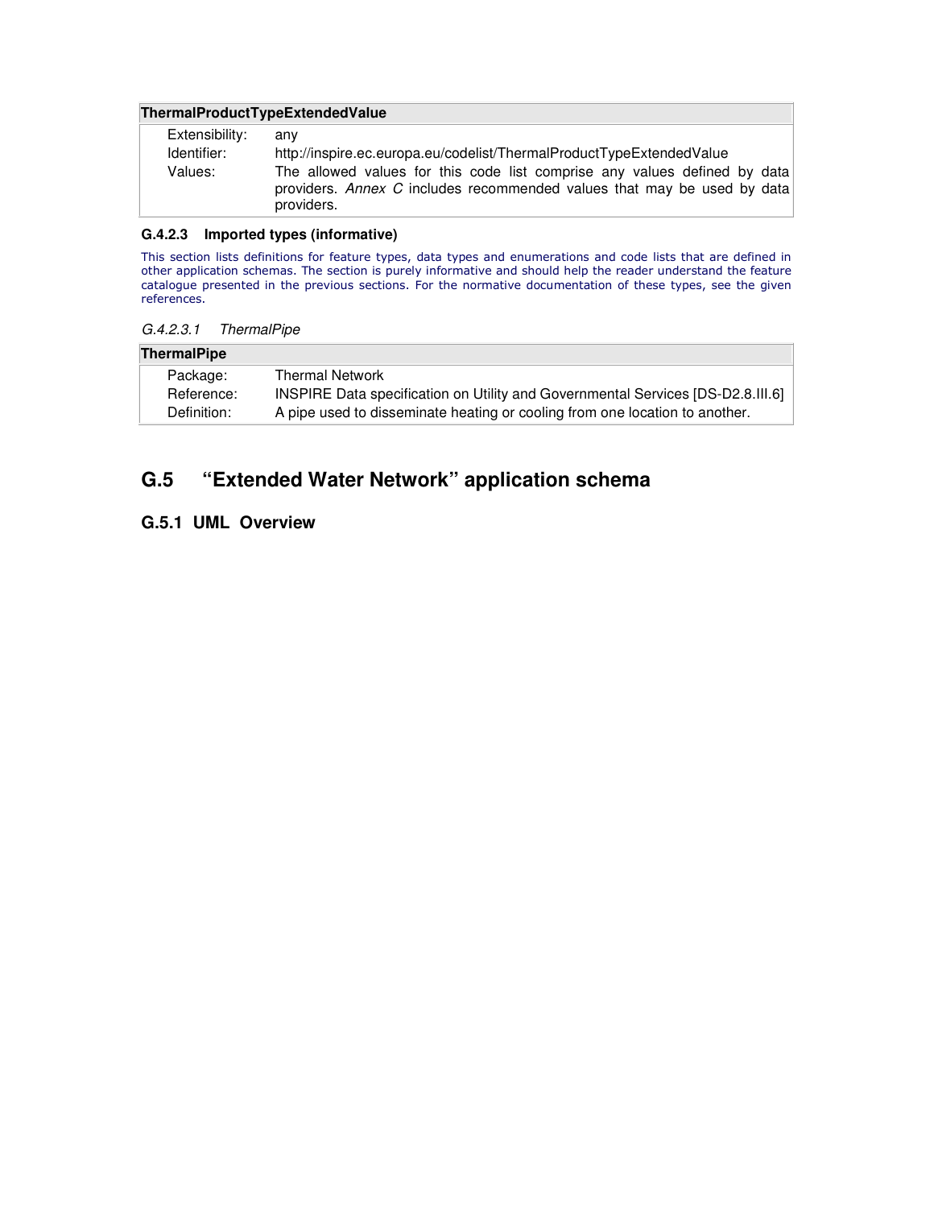| ThermalProductTypeExtendedValue | |
|---|---|
| Extensibility: | any |
| Identifier: | http://inspire.ec.europa.eu/codelist/ThermalProductTypeExtendedValue |
| Values: | The allowed values for this code list comprise any values defined by data providers. *Annex C* includes recommended values that may be used by data providers. |

#### G.4.2.3 Imported types (informative)

This section lists definitions for feature types, data types and enumerations and code lists that are defined in other application schemas. The section is purely informative and should help the reader understand the feature catalogue presented in the previous sections. For the normative documentation of these types, see the given references.

*G.4.2.3.1 ThermalPipe*

| ThermalPipe | |
|---|---|
| Package: | Thermal Network |
| Reference: | INSPIRE Data specification on Utility and Governmental Services [DS-D2.8.III.6] |
| Definition: | A pipe used to disseminate heating or cooling from one location to another. |

## G.5 “Extended Water Network” application schema

### G.5.1 UML Overview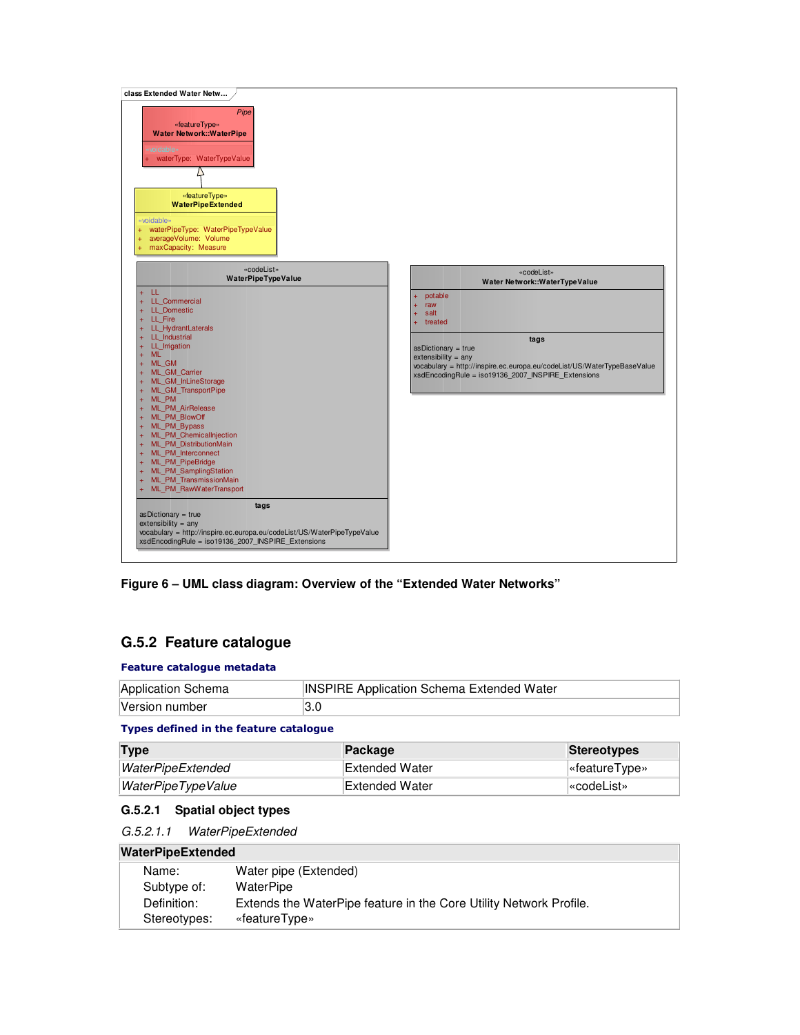class Extended Water Netw...

«featureType»
**Water Network::WaterPipe**

«voidable»
+ waterType: WaterTypeValue

«featureType»
**WaterPipeExtended**

«voidable»
+ waterPipeType: WaterPipeTypeValue
+ averageVolume: Volume
+ maxCapacity: Measure

«codeList»
**WaterPipeTypeValue**

+ LL
+ LL_Commercial
+ LL_Domestic
+ LL_Fire
+ LL_HydrantLaterals
+ LL_Industrial
+ LL_Irrigation
+ ML
+ ML_GM
+ ML_GM_Carrier
+ ML_GM_InLineStorage
+ ML_GM_TransportPipe
+ ML_PM
+ ML_PM_AirRelease
+ ML_PM_BlowOff
+ ML_PM_Bypass
+ ML_PM_ChemicalInjection
+ ML_PM_DistributionMain
+ ML_PM_Interconnect
+ ML_PM_PipeBridge
+ ML_PM_SamplingStation
+ ML_PM_TransmissionMain
+ ML_PM_RawWaterTransport

tags
asDictionary = true
extensibility = any
vocabulary = http://inspire.ec.europa.eu/codeList/US/WaterPipeTypeValue
xsdEncodingRule = iso19136_2007_INSPIRE_Extensions

«codeList»
**Water Network::WaterTypeValue**

+ potable
+ raw
+ salt
+ treated

tags
asDictionary = true
extensibility = any
vocabulary = http://inspire.ec.europa.eu/codeList/US/WaterTypeBaseValue
xsdEncodingRule = iso19136_2007_INSPIRE_Extensions

**Figure 6 – UML class diagram: Overview of the "Extended Water Networks"**

## G.5.2 Feature catalogue

**Feature catalogue metadata**

| | |
|---|---|
| Application Schema | INSPIRE Application Schema Extended Water |
| Version number | 3.0 |

**Types defined in the feature catalogue**

| Type | Package | Stereotypes |
|---|---|---|
| *WaterPipeExtended* | Extended Water | «featureType» |
| *WaterPipeTypeValue* | Extended Water | «codeList» |

### G.5.2.1 Spatial object types

*G.5.2.1.1 WaterPipeExtended*

| **WaterPipeExtended** | |
|---|---|
| Name: | Water pipe (Extended) |
| Subtype of: | WaterPipe |
| Definition: | Extends the WaterPipe feature in the Core Utility Network Profile. |
| Stereotypes: | «featureType» |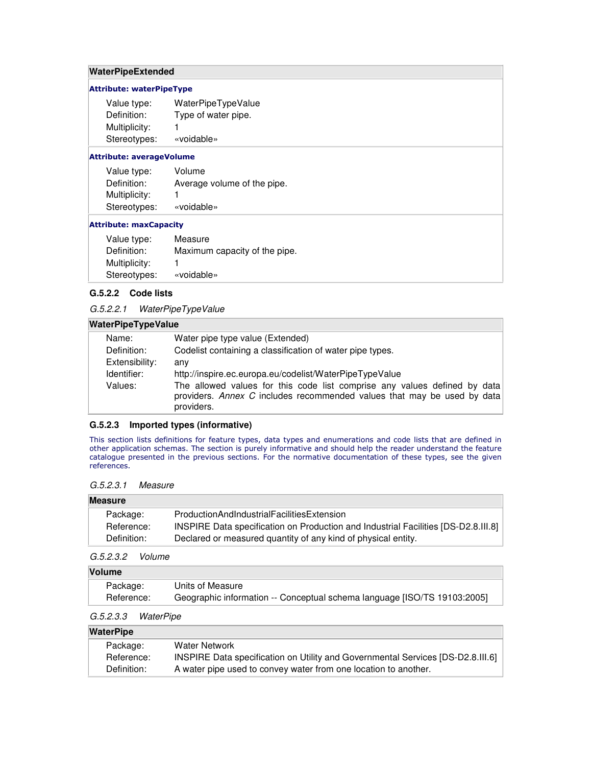| WaterPipeExtended | |
| --- | --- |
| **Attribute: waterPipeType** | |
| Value type: | WaterPipeTypeValue |
| Definition: | Type of water pipe. |
| Multiplicity: | 1 |
| Stereotypes: | «voidable» |
| **Attribute: averageVolume** | |
| Value type: | Volume |
| Definition: | Average volume of the pipe. |
| Multiplicity: | 1 |
| Stereotypes: | «voidable» |
| **Attribute: maxCapacity** | |
| Value type: | Measure |
| Definition: | Maximum capacity of the pipe. |
| Multiplicity: | 1 |
| Stereotypes: | «voidable» |

### G.5.2.2 Code lists

#### *G.5.2.2.1 WaterPipeTypeValue*

| WaterPipeTypeValue | |
| --- | --- |
| Name: | Water pipe type value (Extended) |
| Definition: | Codelist containing a classification of water pipe types. |
| Extensibility: | any |
| Identifier: | http://inspire.ec.europa.eu/codelist/WaterPipeTypeValue |
| Values: | The allowed values for this code list comprise any values defined by data providers. *Annex C* includes recommended values that may be used by data providers. |

### G.5.2.3 Imported types (informative)

This section lists definitions for feature types, data types and enumerations and code lists that are defined in other application schemas. The section is purely informative and should help the reader understand the feature catalogue presented in the previous sections. For the normative documentation of these types, see the given references.

#### *G.5.2.3.1 Measure*

| Measure | |
| --- | --- |
| Package: | ProductionAndIndustrialFacilitiesExtension |
| Reference: | INSPIRE Data specification on Production and Industrial Facilities [DS-D2.8.III.8] |
| Definition: | Declared or measured quantity of any kind of physical entity. |

#### *G.5.2.3.2 Volume*

| Volume | |
| --- | --- |
| Package: | Units of Measure |
| Reference: | Geographic information -- Conceptual schema language [ISO/TS 19103:2005] |

#### *G.5.2.3.3 WaterPipe*

| WaterPipe | |
| --- | --- |
| Package: | Water Network |
| Reference: | INSPIRE Data specification on Utility and Governmental Services [DS-D2.8.III.6] |
| Definition: | A water pipe used to convey water from one location to another. |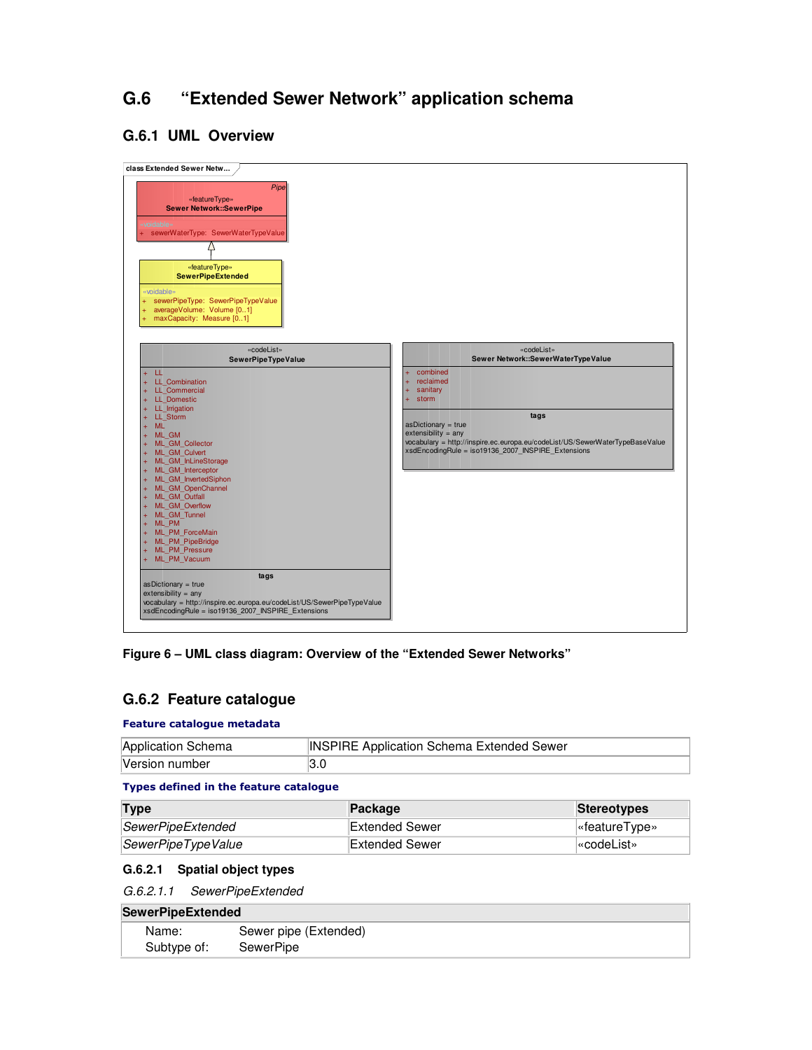## G.6 "Extended Sewer Network" application schema

### G.6.1 UML Overview

class Extended Sewer Netw...

«featureType»
**Sewer Network::SewerPipe**

Pipe

«voidable»
+ sewerWaterType: SewerWaterTypeValue

«featureType»
**SewerPipeExtended**

«voidable»
+ sewerPipeType: SewerPipeTypeValue
+ averageVolume: Volume [0..1]
+ maxCapacity: Measure [0..1]

«codeList»
**SewerPipeTypeValue**

+ LL
+ LL_Combination
+ LL_Commercial
+ LL_Domestic
+ LL_Irrigation
+ LL_Storm
+ ML
+ ML_GM
+ ML_GM_Collector
+ ML_GM_Culvert
+ ML_GM_InLineStorage
+ ML_GM_Interceptor
+ ML_GM_InvertedSiphon
+ ML_GM_OpenChannel
+ ML_GM_Outfall
+ ML_GM_Overflow
+ ML_GM_Tunnel
+ ML_PM
+ ML_PM_ForceMain
+ ML_PM_PipeBridge
+ ML_PM_Pressure
+ ML_PM_Vacuum

tags
asDictionary = true
extensibility = any
vocabulary = http://inspire.ec.europa.eu/codeList/US/SewerPipeTypeValue
xsdEncodingRule = iso19136_2007_INSPIRE_Extensions

«codeList»
**Sewer Network::SewerWaterTypeValue**

+ combined
+ reclaimed
+ sanitary
+ storm

tags
asDictionary = true
extensibility = any
vocabulary = http://inspire.ec.europa.eu/codeList/US/SewerWaterTypeBaseValue
xsdEncodingRule = iso19136_2007_INSPIRE_Extensions

**Figure 6 – UML class diagram: Overview of the "Extended Sewer Networks"**

### G.6.2 Feature catalogue

**Feature catalogue metadata**

| Application Schema | INSPIRE Application Schema Extended Sewer |
|---|---|
| Version number | 3.0 |

**Types defined in the feature catalogue**

| Type | Package | Stereotypes |
|---|---|---|
| *SewerPipeExtended* | Extended Sewer | «featureType» |
| *SewerPipeTypeValue* | Extended Sewer | «codeList» |

#### G.6.2.1 Spatial object types

*G.6.2.1.1 SewerPipeExtended*

| **SewerPipeExtended** | |
|---|---|
| Name: | Sewer pipe (Extended) |
| Subtype of: | SewerPipe |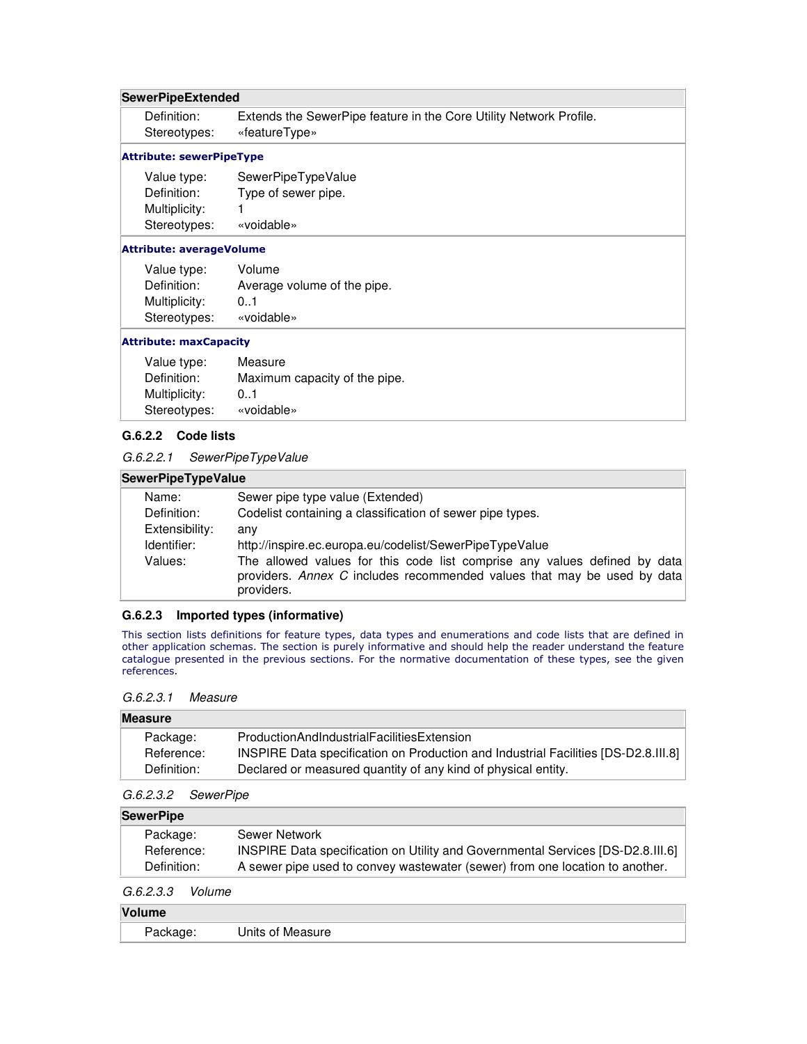| **SewerPipeExtended** | |
|---|---|
| Definition: | Extends the SewerPipe feature in the Core Utility Network Profile. |
| Stereotypes: | «featureType» |
| **Attribute: sewerPipeType** | |
| Value type: | SewerPipeTypeValue |
| Definition: | Type of sewer pipe. |
| Multiplicity: | 1 |
| Stereotypes: | «voidable» |
| **Attribute: averageVolume** | |
| Value type: | Volume |
| Definition: | Average volume of the pipe. |
| Multiplicity: | 0..1 |
| Stereotypes: | «voidable» |
| **Attribute: maxCapacity** | |
| Value type: | Measure |
| Definition: | Maximum capacity of the pipe. |
| Multiplicity: | 0..1 |
| Stereotypes: | «voidable» |

### G.6.2.2 Code lists

#### *G.6.2.2.1 SewerPipeTypeValue*

| **SewerPipeTypeValue** | |
|---|---|
| Name: | Sewer pipe type value (Extended) |
| Definition: | Codelist containing a classification of sewer pipe types. |
| Extensibility: | any |
| Identifier: | http://inspire.ec.europa.eu/codelist/SewerPipeTypeValue |
| Values: | The allowed values for this code list comprise any values defined by data providers. *Annex C* includes recommended values that may be used by data providers. |

### G.6.2.3 Imported types (informative)

This section lists definitions for feature types, data types and enumerations and code lists that are defined in other application schemas. The section is purely informative and should help the reader understand the feature catalogue presented in the previous sections. For the normative documentation of these types, see the given references.

#### *G.6.2.3.1 Measure*

| **Measure** | |
|---|---|
| Package: | ProductionAndIndustrialFacilitiesExtension |
| Reference: | INSPIRE Data specification on Production and Industrial Facilities [DS-D2.8.III.8] |
| Definition: | Declared or measured quantity of any kind of physical entity. |

#### *G.6.2.3.2 SewerPipe*

| **SewerPipe** | |
|---|---|
| Package: | Sewer Network |
| Reference: | INSPIRE Data specification on Utility and Governmental Services [DS-D2.8.III.6] |
| Definition: | A sewer pipe used to convey wastewater (sewer) from one location to another. |

#### *G.6.2.3.3 Volume*

| **Volume** | |
|---|---|
| Package: | Units of Measure |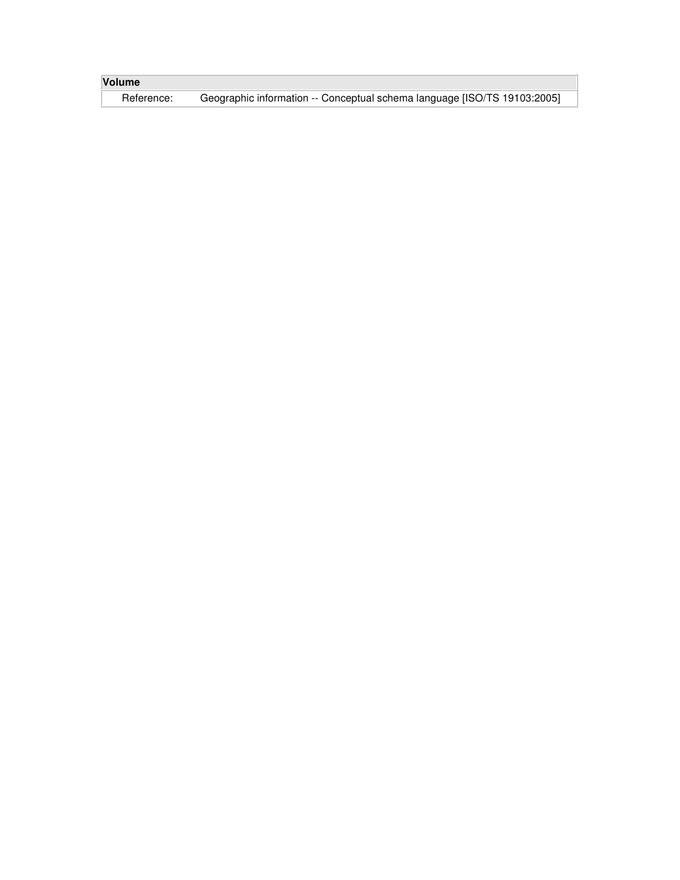| Volume | |
| --- | --- |
| Reference: | Geographic information -- Conceptual schema language [ISO/TS 19103:2005] |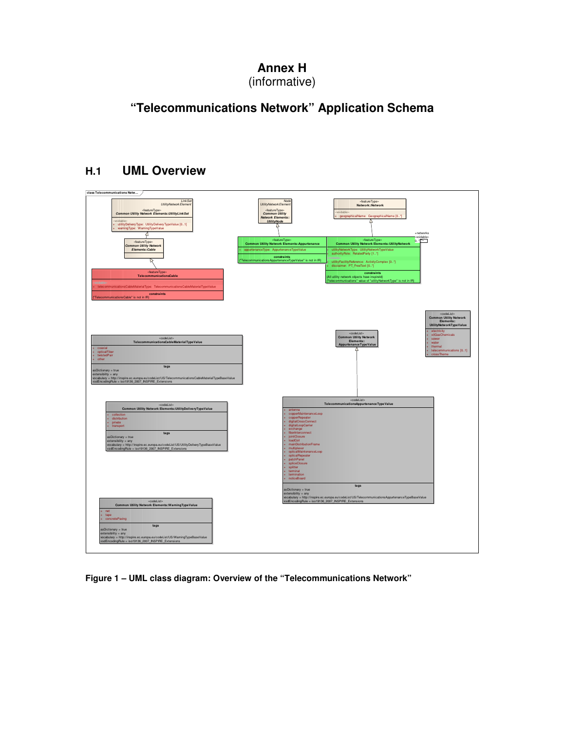# Annex H
(informative)

# "Telecommunications Network" Application Schema

## H.1 UML Overview

Figure 1 – UML class diagram: Overview of the "Telecommunications Network"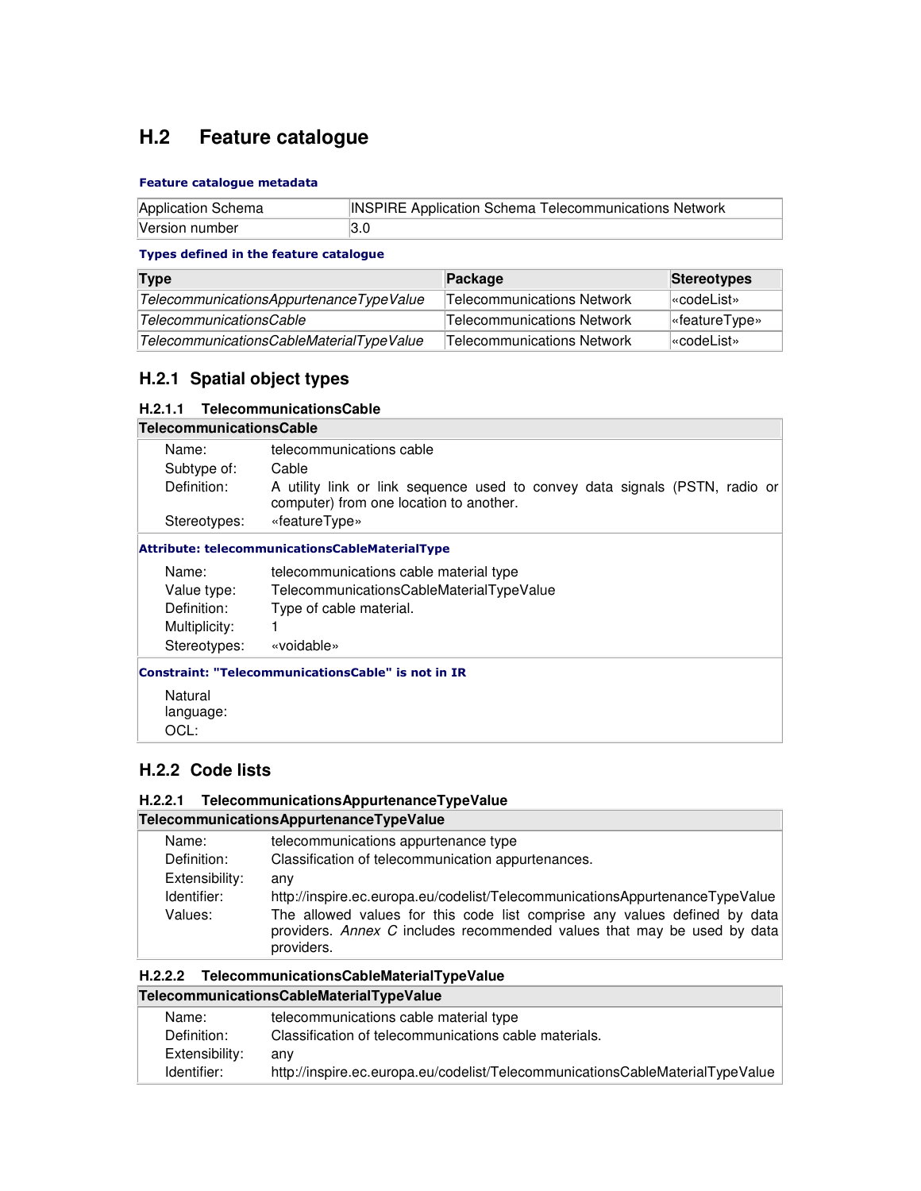## H.2 Feature catalogue

**Feature catalogue metadata**

| | |
|---|---|
| Application Schema | INSPIRE Application Schema Telecommunications Network |
| Version number | 3.0 |

**Types defined in the feature catalogue**

| Type | Package | Stereotypes |
|---|---|---|
| *TelecommunicationsAppurtenanceTypeValue* | Telecommunications Network | «codeList» |
| *TelecommunicationsCable* | Telecommunications Network | «featureType» |
| *TelecommunicationsCableMaterialTypeValue* | Telecommunications Network | «codeList» |

### H.2.1 Spatial object types

#### H.2.1.1 TelecommunicationsCable

| **TelecommunicationsCable** | |
|---|---|
| Name: | telecommunications cable |
| Subtype of: | Cable |
| Definition: | A utility link or link sequence used to convey data signals (PSTN, radio or computer) from one location to another. |
| Stereotypes: | «featureType» |
| **Attribute: telecommunicationsCableMaterialType** | |
| Name: | telecommunications cable material type |
| Value type: | TelecommunicationsCableMaterialTypeValue |
| Definition: | Type of cable material. |
| Multiplicity: | 1 |
| Stereotypes: | «voidable» |
| **Constraint: "TelecommunicationsCable" is not in IR** | |
| Natural language: | |
| OCL: | |

### H.2.2 Code lists

#### H.2.2.1 TelecommunicationsAppurtenanceTypeValue

| **TelecommunicationsAppurtenanceTypeValue** | |
|---|---|
| Name: | telecommunications appurtenance type |
| Definition: | Classification of telecommunication appurtenances. |
| Extensibility: | any |
| Identifier: | http://inspire.ec.europa.eu/codelist/TelecommunicationsAppurtenanceTypeValue |
| Values: | The allowed values for this code list comprise any values defined by data providers. *Annex C* includes recommended values that may be used by data providers. |

#### H.2.2.2 TelecommunicationsCableMaterialTypeValue

| **TelecommunicationsCableMaterialTypeValue** | |
|---|---|
| Name: | telecommunications cable material type |
| Definition: | Classification of telecommunications cable materials. |
| Extensibility: | any |
| Identifier: | http://inspire.ec.europa.eu/codelist/TelecommunicationsCableMaterialTypeValue |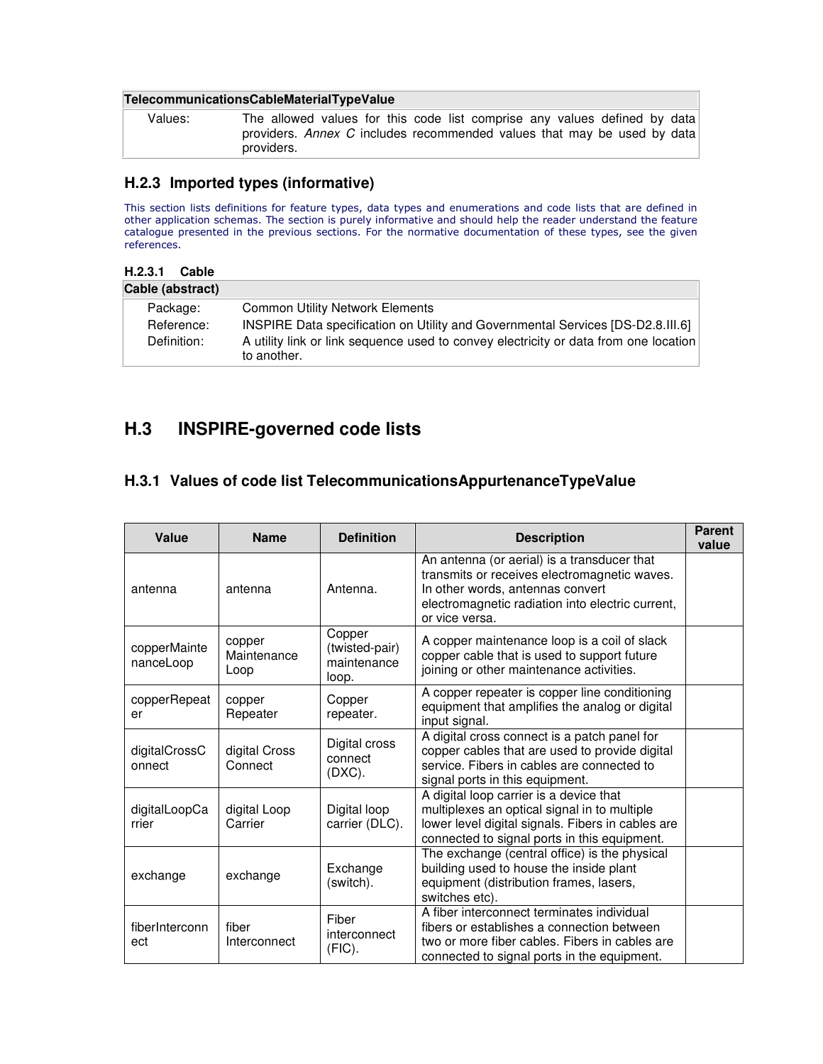| TelecommunicationsCableMaterialTypeValue | |
|---|---|
| Values: | The allowed values for this code list comprise any values defined by data providers. *Annex C* includes recommended values that may be used by data providers. |

### H.2.3 Imported types (informative)

This section lists definitions for feature types, data types and enumerations and code lists that are defined in other application schemas. The section is purely informative and should help the reader understand the feature catalogue presented in the previous sections. For the normative documentation of these types, see the given references.

#### H.2.3.1 Cable

| Cable (abstract) | |
|---|---|
| Package: | Common Utility Network Elements |
| Reference: | INSPIRE Data specification on Utility and Governmental Services [DS-D2.8.III.6] |
| Definition: | A utility link or link sequence used to convey electricity or data from one location to another. |

## H.3 INSPIRE-governed code lists

### H.3.1 Values of code list TelecommunicationsAppurtenanceTypeValue

| Value | Name | Definition | Description | Parent value |
|---|---|---|---|---|
| antenna | antenna | Antenna. | An antenna (or aerial) is a transducer that transmits or receives electromagnetic waves. In other words, antennas convert electromagnetic radiation into electric current, or vice versa. | |
| copperMaintenanceLoop | copper Maintenance Loop | Copper (twisted-pair) maintenance loop. | A copper maintenance loop is a coil of slack copper cable that is used to support future joining or other maintenance activities. | |
| copperRepeater | copper Repeater | Copper repeater. | A copper repeater is copper line conditioning equipment that amplifies the analog or digital input signal. | |
| digitalCrossConnect | digital Cross Connect | Digital cross connect (DXC). | A digital cross connect is a patch panel for copper cables that are used to provide digital service. Fibers in cables are connected to signal ports in this equipment. | |
| digitalLoopCarrier | digital Loop Carrier | Digital loop carrier (DLC). | A digital loop carrier is a device that multiplexes an optical signal in to multiple lower level digital signals. Fibers in cables are connected to signal ports in this equipment. | |
| exchange | exchange | Exchange (switch). | The exchange (central office) is the physical building used to house the inside plant equipment (distribution frames, lasers, switches etc). | |
| fiberInterconnect | fiber Interconnect | Fiber interconnect (FIC). | A fiber interconnect terminates individual fibers or establishes a connection between two or more fiber cables. Fibers in cables are connected to signal ports in the equipment. | |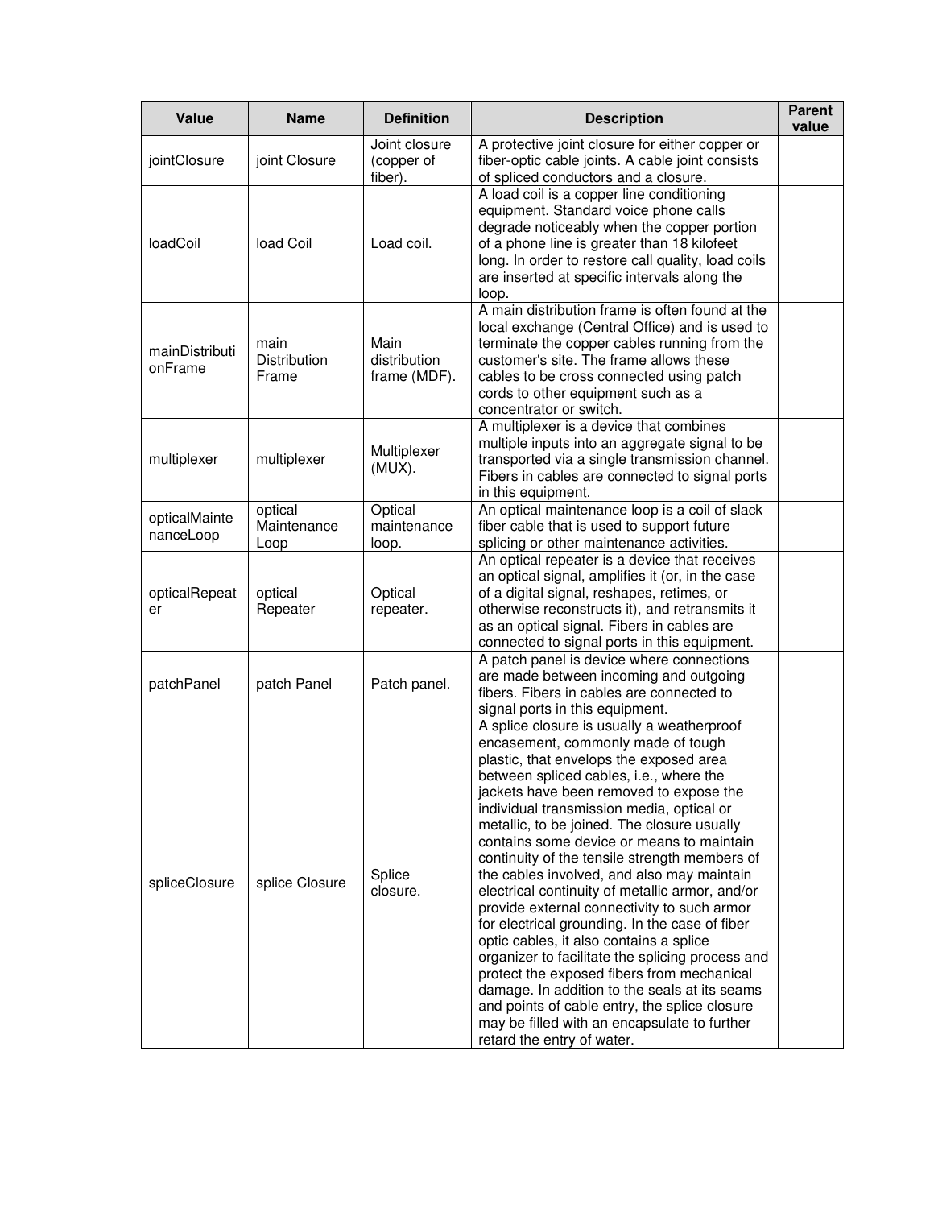| Value | Name | Definition | Description | Parent value |
|---|---|---|---|---|
| jointClosure | joint Closure | Joint closure (copper of fiber). | A protective joint closure for either copper or fiber-optic cable joints. A cable joint consists of spliced conductors and a closure. | |
| loadCoil | load Coil | Load coil. | A load coil is a copper line conditioning equipment. Standard voice phone calls degrade noticeably when the copper portion of a phone line is greater than 18 kilofeet long. In order to restore call quality, load coils are inserted at specific intervals along the loop. | |
| mainDistributionFrame | main Distribution Frame | Main distribution frame (MDF). | A main distribution frame is often found at the local exchange (Central Office) and is used to terminate the copper cables running from the customer's site. The frame allows these cables to be cross connected using patch cords to other equipment such as a concentrator or switch. | |
| multiplexer | multiplexer | Multiplexer (MUX). | A multiplexer is a device that combines multiple inputs into an aggregate signal to be transported via a single transmission channel. Fibers in cables are connected to signal ports in this equipment. | |
| opticalMaintenanceLoop | optical Maintenance Loop | Optical maintenance loop. | An optical maintenance loop is a coil of slack fiber cable that is used to support future splicing or other maintenance activities. | |
| opticalRepeater | optical Repeater | Optical repeater. | An optical repeater is a device that receives an optical signal, amplifies it (or, in the case of a digital signal, reshapes, retimes, or otherwise reconstructs it), and retransmits it as an optical signal. Fibers in cables are connected to signal ports in this equipment. | |
| patchPanel | patch Panel | Patch panel. | A patch panel is device where connections are made between incoming and outgoing fibers. Fibers in cables are connected to signal ports in this equipment. | |
| spliceClosure | splice Closure | Splice closure. | A splice closure is usually a weatherproof encasement, commonly made of tough plastic, that envelops the exposed area between spliced cables, i.e., where the jackets have been removed to expose the individual transmission media, optical or metallic, to be joined. The closure usually contains some device or means to maintain continuity of the tensile strength members of the cables involved, and also may maintain electrical continuity of metallic armor, and/or provide external connectivity to such armor for electrical grounding. In the case of fiber optic cables, it also contains a splice organizer to facilitate the splicing process and protect the exposed fibers from mechanical damage. In addition to the seals at its seams and points of cable entry, the splice closure may be filled with an encapsulate to further retard the entry of water. | |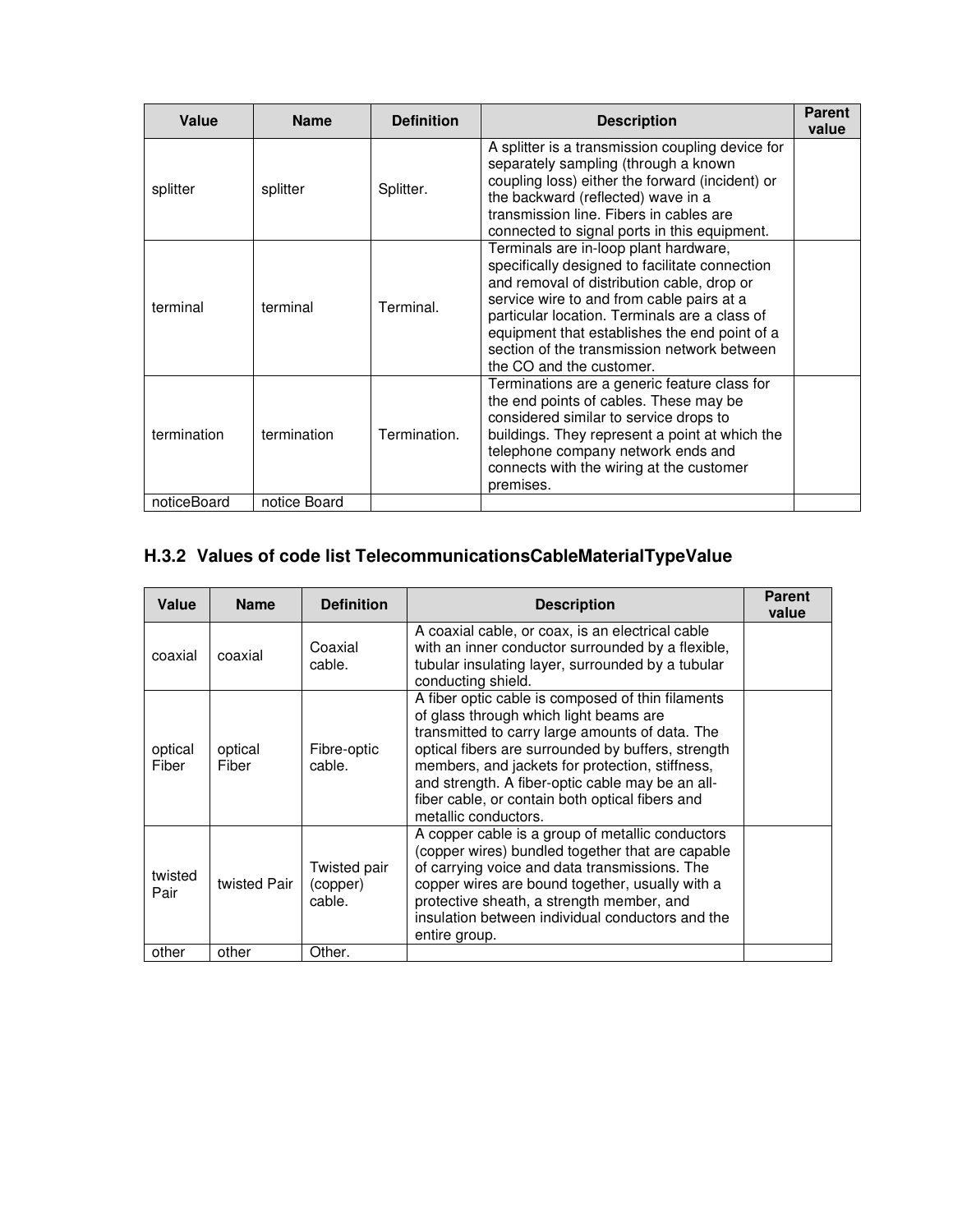| Value | Name | Definition | Description | Parent value |
| --- | --- | --- | --- | --- |
| splitter | splitter | Splitter. | A splitter is a transmission coupling device for separately sampling (through a known coupling loss) either the forward (incident) or the backward (reflected) wave in a transmission line. Fibers in cables are connected to signal ports in this equipment. | |
| terminal | terminal | Terminal. | Terminals are in-loop plant hardware, specifically designed to facilitate connection and removal of distribution cable, drop or service wire to and from cable pairs at a particular location. Terminals are a class of equipment that establishes the end point of a section of the transmission network between the CO and the customer. | |
| termination | termination | Termination. | Terminations are a generic feature class for the end points of cables. These may be considered similar to service drops to buildings. They represent a point at which the telephone company network ends and connects with the wiring at the customer premises. | |
| noticeBoard | notice Board | | | |

### H.3.2 Values of code list TelecommunicationsCableMaterialTypeValue

| Value | Name | Definition | Description | Parent value |
| --- | --- | --- | --- | --- |
| coaxial | coaxial | Coaxial cable. | A coaxial cable, or coax, is an electrical cable with an inner conductor surrounded by a flexible, tubular insulating layer, surrounded by a tubular conducting shield. | |
| optical Fiber | optical Fiber | Fibre-optic cable. | A fiber optic cable is composed of thin filaments of glass through which light beams are transmitted to carry large amounts of data. The optical fibers are surrounded by buffers, strength members, and jackets for protection, stiffness, and strength. A fiber-optic cable may be an all-fiber cable, or contain both optical fibers and metallic conductors. | |
| twisted Pair | twisted Pair | Twisted pair (copper) cable. | A copper cable is a group of metallic conductors (copper wires) bundled together that are capable of carrying voice and data transmissions. The copper wires are bound together, usually with a protective sheath, a strength member, and insulation between individual conductors and the entire group. | |
| other | other | Other. | | |